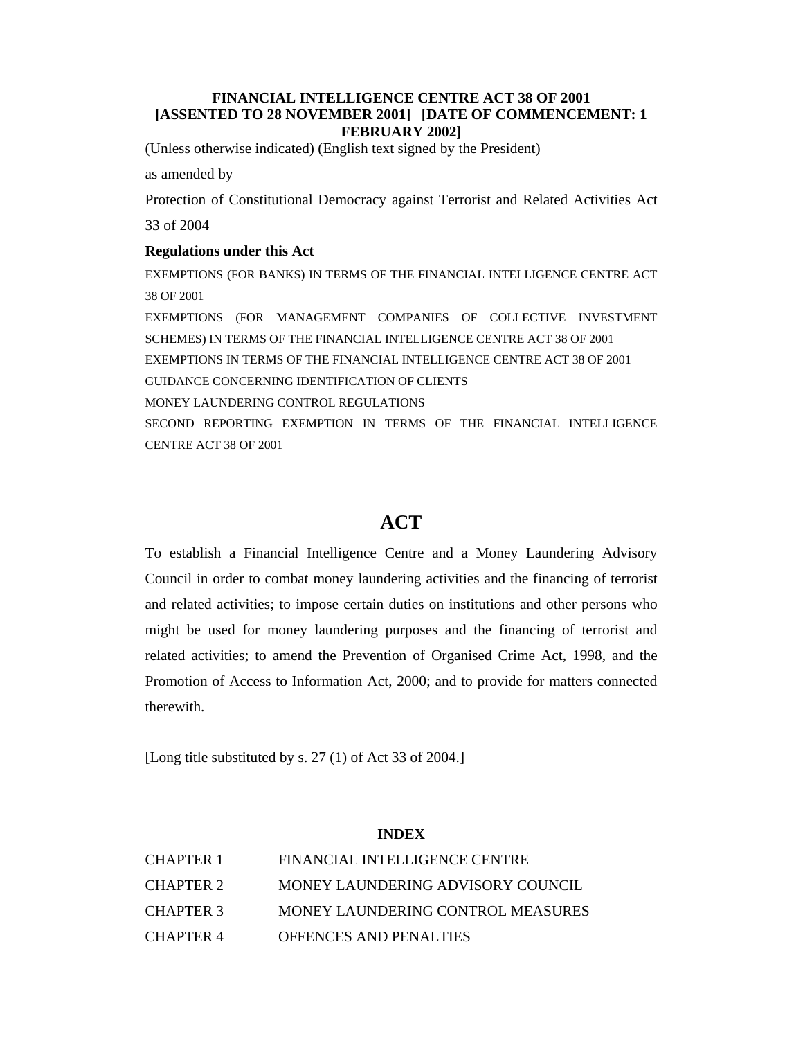**FINANCIAL INTELLIGENCE CENTRE ACT 38 OF 2001**
**[ASSENTED TO 28 NOVEMBER 2001] [DATE OF COMMENCEMENT: 1 FEBRUARY 2002]**

(Unless otherwise indicated) (English text signed by the President)

as amended by

Protection of Constitutional Democracy against Terrorist and Related Activities Act 33 of 2004

**Regulations under this Act**

EXEMPTIONS (FOR BANKS) IN TERMS OF THE FINANCIAL INTELLIGENCE CENTRE ACT 38 OF 2001

EXEMPTIONS (FOR MANAGEMENT COMPANIES OF COLLECTIVE INVESTMENT SCHEMES) IN TERMS OF THE FINANCIAL INTELLIGENCE CENTRE ACT 38 OF 2001

EXEMPTIONS IN TERMS OF THE FINANCIAL INTELLIGENCE CENTRE ACT 38 OF 2001

GUIDANCE CONCERNING IDENTIFICATION OF CLIENTS

MONEY LAUNDERING CONTROL REGULATIONS

SECOND REPORTING EXEMPTION IN TERMS OF THE FINANCIAL INTELLIGENCE CENTRE ACT 38 OF 2001

# ACT

To establish a Financial Intelligence Centre and a Money Laundering Advisory Council in order to combat money laundering activities and the financing of terrorist and related activities; to impose certain duties on institutions and other persons who might be used for money laundering purposes and the financing of terrorist and related activities; to amend the Prevention of Organised Crime Act, 1998, and the Promotion of Access to Information Act, 2000; and to provide for matters connected therewith.

[Long title substituted by s. 27 (1) of Act 33 of 2004.]

## INDEX

| | |
|---|---|
| CHAPTER 1 | FINANCIAL INTELLIGENCE CENTRE |
| CHAPTER 2 | MONEY LAUNDERING ADVISORY COUNCIL |
| CHAPTER 3 | MONEY LAUNDERING CONTROL MEASURES |
| CHAPTER 4 | OFFENCES AND PENALTIES |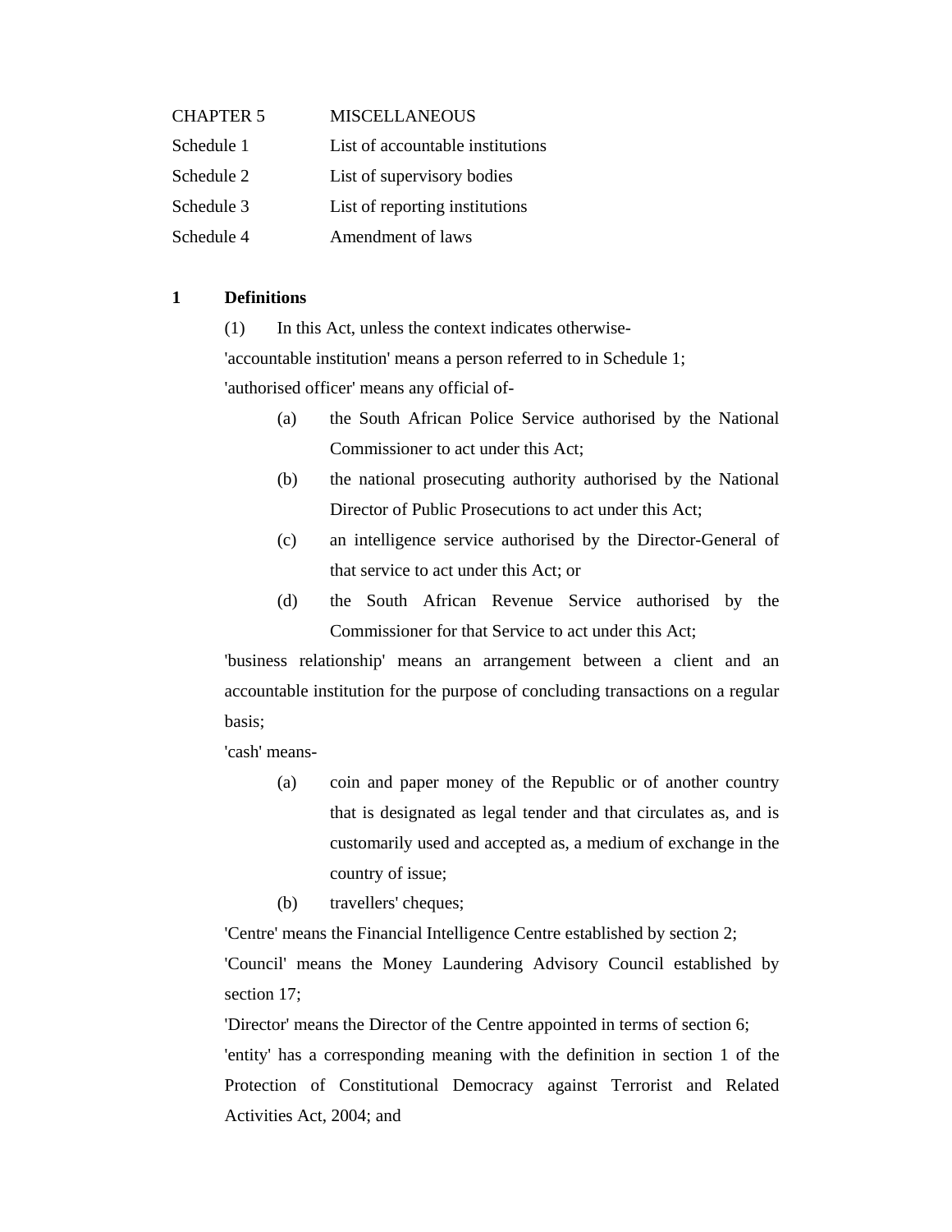| | |
|---|---|
| CHAPTER 5 | MISCELLANEOUS |
| Schedule 1 | List of accountable institutions |
| Schedule 2 | List of supervisory bodies |
| Schedule 3 | List of reporting institutions |
| Schedule 4 | Amendment of laws |

**1 Definitions**

(1) In this Act, unless the context indicates otherwise-

'accountable institution' means a person referred to in Schedule 1;

'authorised officer' means any official of-

(a) the South African Police Service authorised by the National Commissioner to act under this Act;

(b) the national prosecuting authority authorised by the National Director of Public Prosecutions to act under this Act;

(c) an intelligence service authorised by the Director-General of that service to act under this Act; or

(d) the South African Revenue Service authorised by the Commissioner for that Service to act under this Act;

'business relationship' means an arrangement between a client and an accountable institution for the purpose of concluding transactions on a regular basis;

'cash' means-

(a) coin and paper money of the Republic or of another country that is designated as legal tender and that circulates as, and is customarily used and accepted as, a medium of exchange in the country of issue;

(b) travellers' cheques;

'Centre' means the Financial Intelligence Centre established by section 2;

'Council' means the Money Laundering Advisory Council established by section 17;

'Director' means the Director of the Centre appointed in terms of section 6;

'entity' has a corresponding meaning with the definition in section 1 of the Protection of Constitutional Democracy against Terrorist and Related Activities Act, 2004; and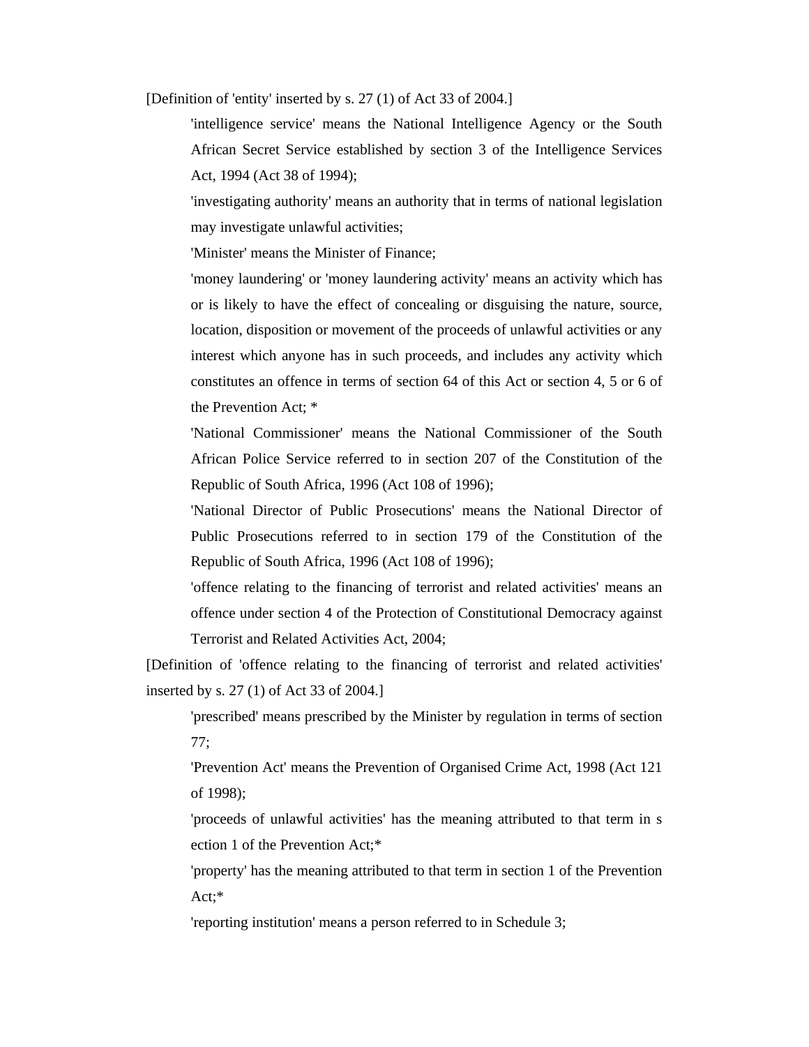[Definition of 'entity' inserted by s. 27 (1) of Act 33 of 2004.]

'intelligence service' means the National Intelligence Agency or the South African Secret Service established by section 3 of the Intelligence Services Act, 1994 (Act 38 of 1994);

'investigating authority' means an authority that in terms of national legislation may investigate unlawful activities;

'Minister' means the Minister of Finance;

'money laundering' or 'money laundering activity' means an activity which has or is likely to have the effect of concealing or disguising the nature, source, location, disposition or movement of the proceeds of unlawful activities or any interest which anyone has in such proceeds, and includes any activity which constitutes an offence in terms of section 64 of this Act or section 4, 5 or 6 of the Prevention Act; *

'National Commissioner' means the National Commissioner of the South African Police Service referred to in section 207 of the Constitution of the Republic of South Africa, 1996 (Act 108 of 1996);

'National Director of Public Prosecutions' means the National Director of Public Prosecutions referred to in section 179 of the Constitution of the Republic of South Africa, 1996 (Act 108 of 1996);

'offence relating to the financing of terrorist and related activities' means an offence under section 4 of the Protection of Constitutional Democracy against Terrorist and Related Activities Act, 2004;

[Definition of 'offence relating to the financing of terrorist and related activities' inserted by s. 27 (1) of Act 33 of 2004.]

'prescribed' means prescribed by the Minister by regulation in terms of section 77;

'Prevention Act' means the Prevention of Organised Crime Act, 1998 (Act 121 of 1998);

'proceeds of unlawful activities' has the meaning attributed to that term in section 1 of the Prevention Act;*

'property' has the meaning attributed to that term in section 1 of the Prevention Act;*

'reporting institution' means a person referred to in Schedule 3;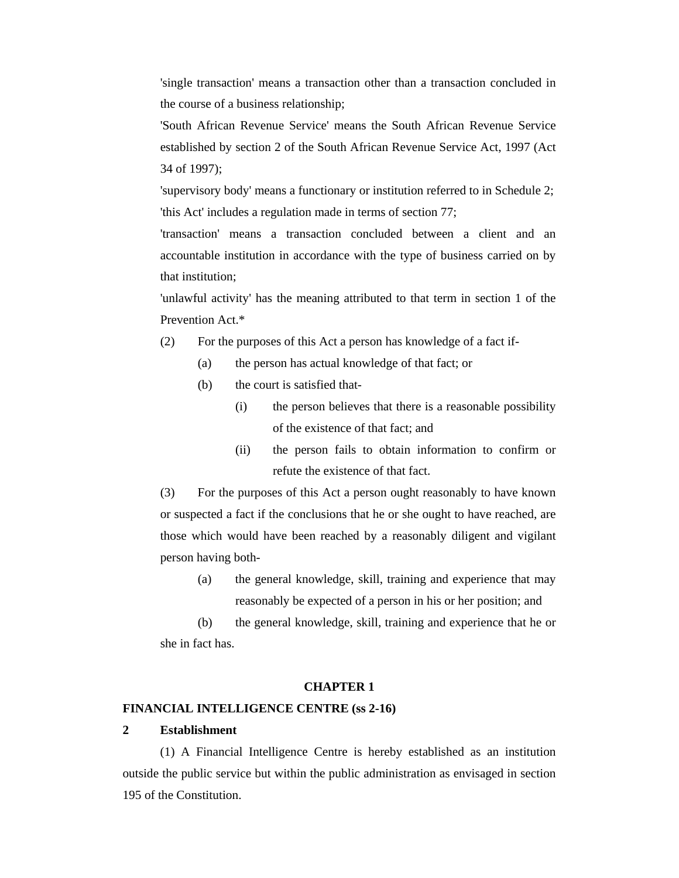'single transaction' means a transaction other than a transaction concluded in the course of a business relationship;

'South African Revenue Service' means the South African Revenue Service established by section 2 of the South African Revenue Service Act, 1997 (Act 34 of 1997);

'supervisory body' means a functionary or institution referred to in Schedule 2;

'this Act' includes a regulation made in terms of section 77;

'transaction' means a transaction concluded between a client and an accountable institution in accordance with the type of business carried on by that institution;

'unlawful activity' has the meaning attributed to that term in section 1 of the Prevention Act.*

(2) For the purposes of this Act a person has knowledge of a fact if-

(a) the person has actual knowledge of that fact; or

(b) the court is satisfied that-

(i) the person believes that there is a reasonable possibility of the existence of that fact; and

(ii) the person fails to obtain information to confirm or refute the existence of that fact.

(3) For the purposes of this Act a person ought reasonably to have known or suspected a fact if the conclusions that he or she ought to have reached, are those which would have been reached by a reasonably diligent and vigilant person having both-

(a) the general knowledge, skill, training and experience that may reasonably be expected of a person in his or her position; and

(b) the general knowledge, skill, training and experience that he or she in fact has.

## CHAPTER 1

## FINANCIAL INTELLIGENCE CENTRE (ss 2-16)

### 2 Establishment

(1) A Financial Intelligence Centre is hereby established as an institution outside the public service but within the public administration as envisaged in section 195 of the Constitution.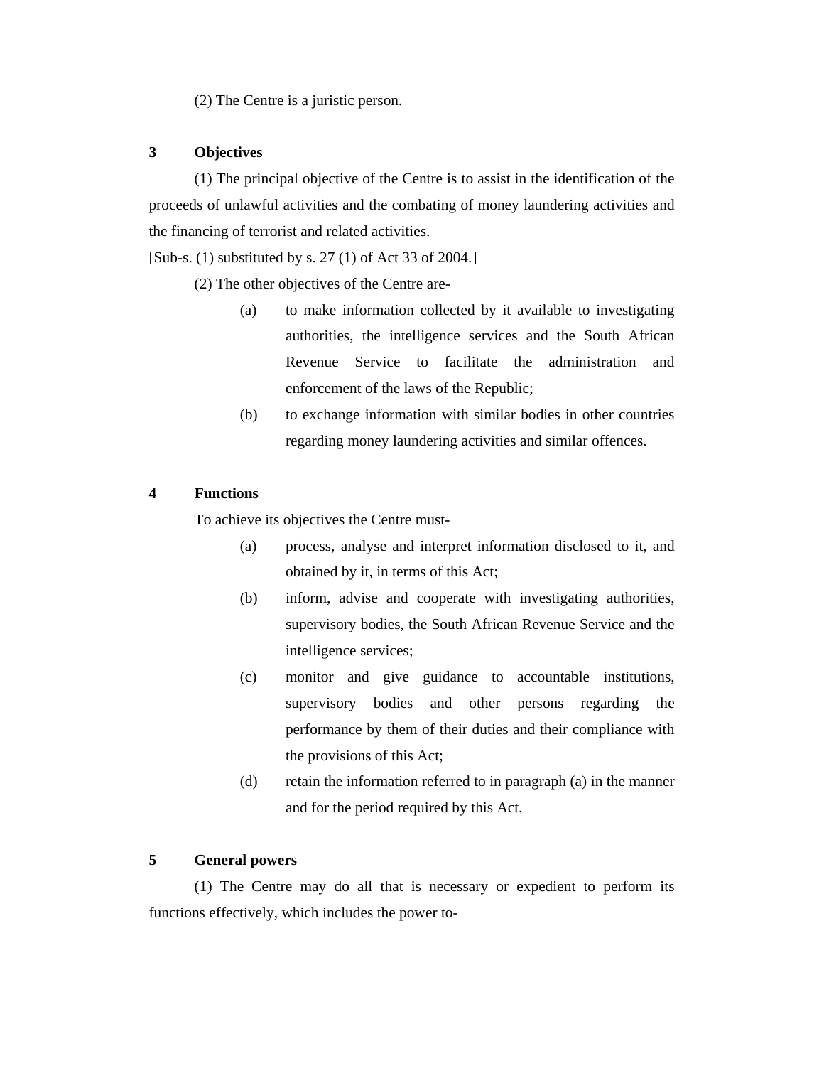(2) The Centre is a juristic person.

### 3 Objectives

(1) The principal objective of the Centre is to assist in the identification of the proceeds of unlawful activities and the combating of money laundering activities and the financing of terrorist and related activities.

[Sub-s. (1) substituted by s. 27 (1) of Act 33 of 2004.]

(2) The other objectives of the Centre are-

(a) to make information collected by it available to investigating authorities, the intelligence services and the South African Revenue Service to facilitate the administration and enforcement of the laws of the Republic;

(b) to exchange information with similar bodies in other countries regarding money laundering activities and similar offences.

### 4 Functions

To achieve its objectives the Centre must-

(a) process, analyse and interpret information disclosed to it, and obtained by it, in terms of this Act;

(b) inform, advise and cooperate with investigating authorities, supervisory bodies, the South African Revenue Service and the intelligence services;

(c) monitor and give guidance to accountable institutions, supervisory bodies and other persons regarding the performance by them of their duties and their compliance with the provisions of this Act;

(d) retain the information referred to in paragraph (a) in the manner and for the period required by this Act.

### 5 General powers

(1) The Centre may do all that is necessary or expedient to perform its functions effectively, which includes the power to-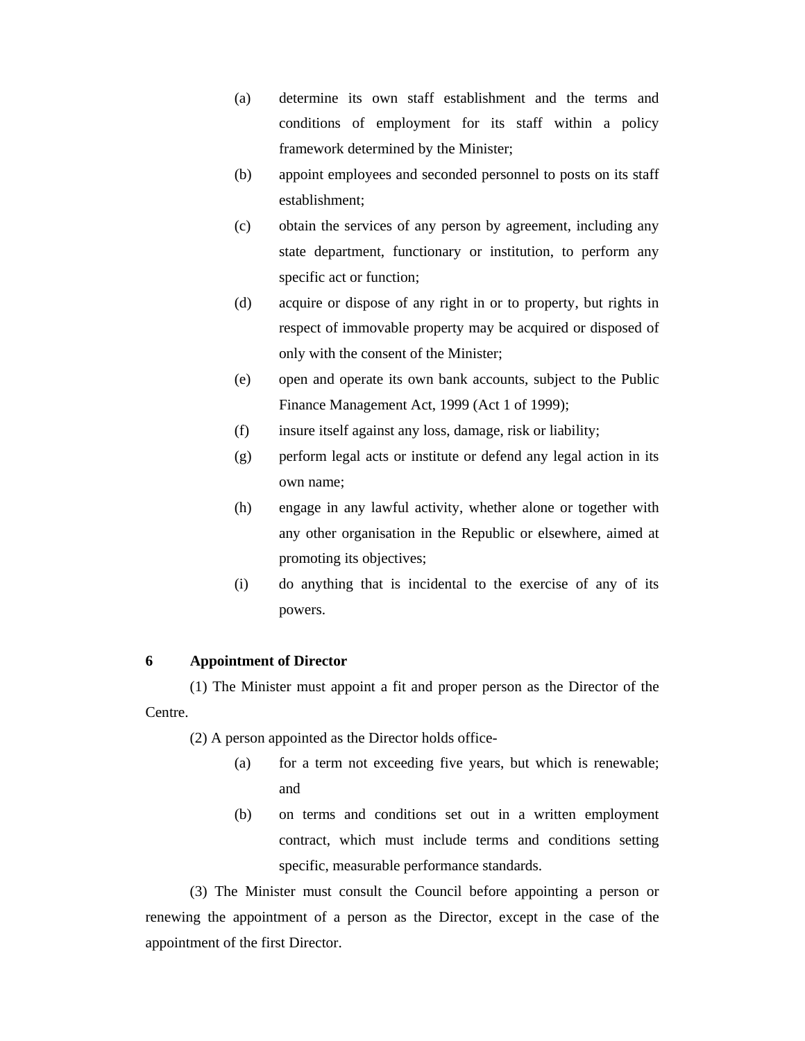(a) determine its own staff establishment and the terms and conditions of employment for its staff within a policy framework determined by the Minister;

(b) appoint employees and seconded personnel to posts on its staff establishment;

(c) obtain the services of any person by agreement, including any state department, functionary or institution, to perform any specific act or function;

(d) acquire or dispose of any right in or to property, but rights in respect of immovable property may be acquired or disposed of only with the consent of the Minister;

(e) open and operate its own bank accounts, subject to the Public Finance Management Act, 1999 (Act 1 of 1999);

(f) insure itself against any loss, damage, risk or liability;

(g) perform legal acts or institute or defend any legal action in its own name;

(h) engage in any lawful activity, whether alone or together with any other organisation in the Republic or elsewhere, aimed at promoting its objectives;

(i) do anything that is incidental to the exercise of any of its powers.

**6 Appointment of Director**

(1) The Minister must appoint a fit and proper person as the Director of the Centre.

(2) A person appointed as the Director holds office-

(a) for a term not exceeding five years, but which is renewable; and

(b) on terms and conditions set out in a written employment contract, which must include terms and conditions setting specific, measurable performance standards.

(3) The Minister must consult the Council before appointing a person or renewing the appointment of a person as the Director, except in the case of the appointment of the first Director.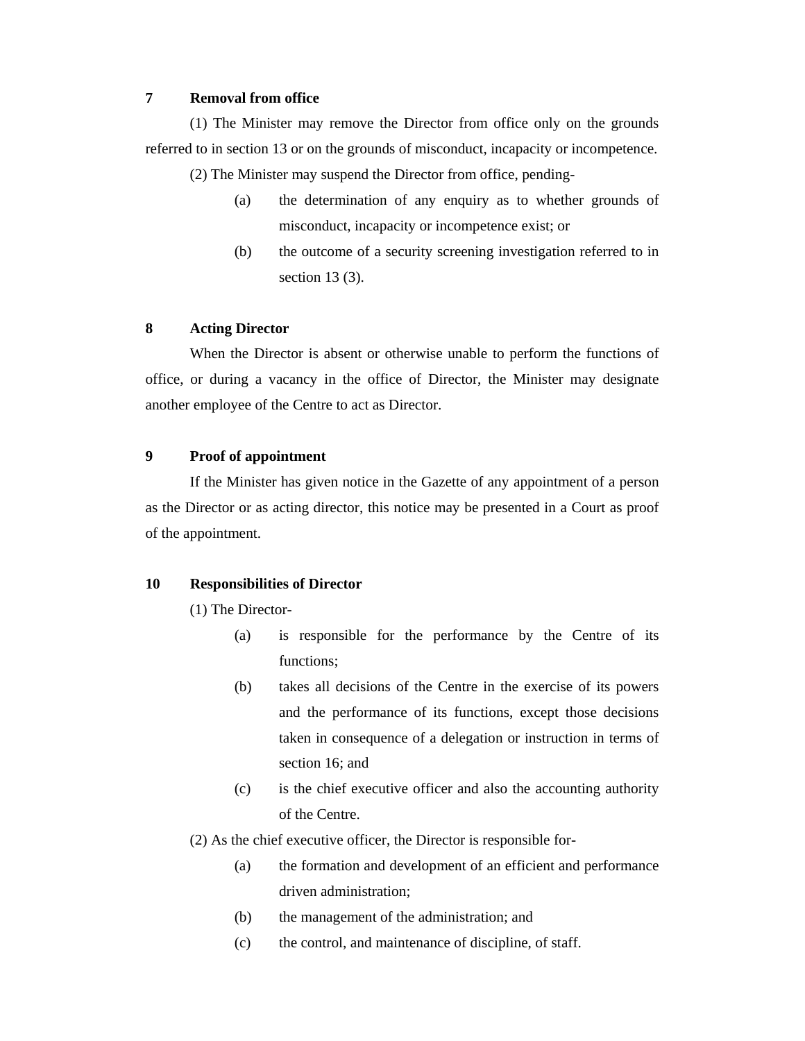**7 Removal from office**

(1) The Minister may remove the Director from office only on the grounds referred to in section 13 or on the grounds of misconduct, incapacity or incompetence.

(2) The Minister may suspend the Director from office, pending-

- (a) the determination of any enquiry as to whether grounds of misconduct, incapacity or incompetence exist; or
- (b) the outcome of a security screening investigation referred to in section 13 (3).

**8 Acting Director**

When the Director is absent or otherwise unable to perform the functions of office, or during a vacancy in the office of Director, the Minister may designate another employee of the Centre to act as Director.

**9 Proof of appointment**

If the Minister has given notice in the Gazette of any appointment of a person as the Director or as acting director, this notice may be presented in a Court as proof of the appointment.

**10 Responsibilities of Director**

(1) The Director-

- (a) is responsible for the performance by the Centre of its functions;
- (b) takes all decisions of the Centre in the exercise of its powers and the performance of its functions, except those decisions taken in consequence of a delegation or instruction in terms of section 16; and
- (c) is the chief executive officer and also the accounting authority of the Centre.

(2) As the chief executive officer, the Director is responsible for-

- (a) the formation and development of an efficient and performance driven administration;
- (b) the management of the administration; and
- (c) the control, and maintenance of discipline, of staff.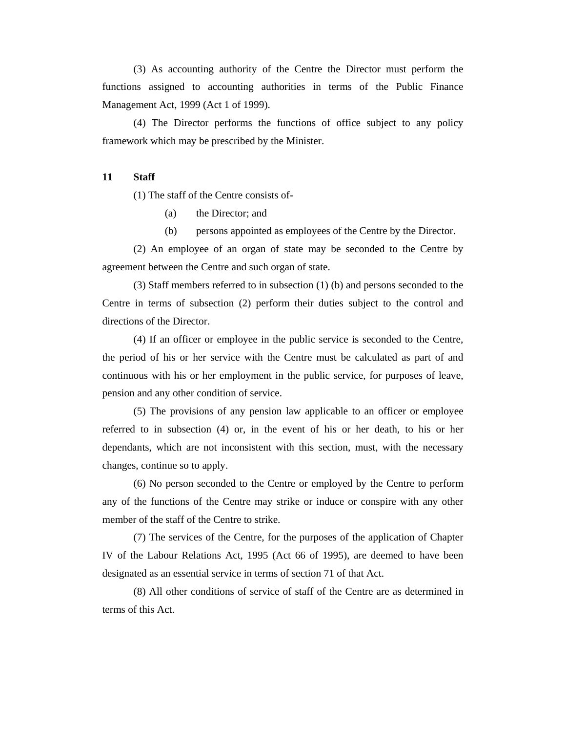(3) As accounting authority of the Centre the Director must perform the functions assigned to accounting authorities in terms of the Public Finance Management Act, 1999 (Act 1 of 1999).

(4) The Director performs the functions of office subject to any policy framework which may be prescribed by the Minister.

**11 Staff**

(1) The staff of the Centre consists of-

(a) the Director; and

(b) persons appointed as employees of the Centre by the Director.

(2) An employee of an organ of state may be seconded to the Centre by agreement between the Centre and such organ of state.

(3) Staff members referred to in subsection (1) (b) and persons seconded to the Centre in terms of subsection (2) perform their duties subject to the control and directions of the Director.

(4) If an officer or employee in the public service is seconded to the Centre, the period of his or her service with the Centre must be calculated as part of and continuous with his or her employment in the public service, for purposes of leave, pension and any other condition of service.

(5) The provisions of any pension law applicable to an officer or employee referred to in subsection (4) or, in the event of his or her death, to his or her dependants, which are not inconsistent with this section, must, with the necessary changes, continue so to apply.

(6) No person seconded to the Centre or employed by the Centre to perform any of the functions of the Centre may strike or induce or conspire with any other member of the staff of the Centre to strike.

(7) The services of the Centre, for the purposes of the application of Chapter IV of the Labour Relations Act, 1995 (Act 66 of 1995), are deemed to have been designated as an essential service in terms of section 71 of that Act.

(8) All other conditions of service of staff of the Centre are as determined in terms of this Act.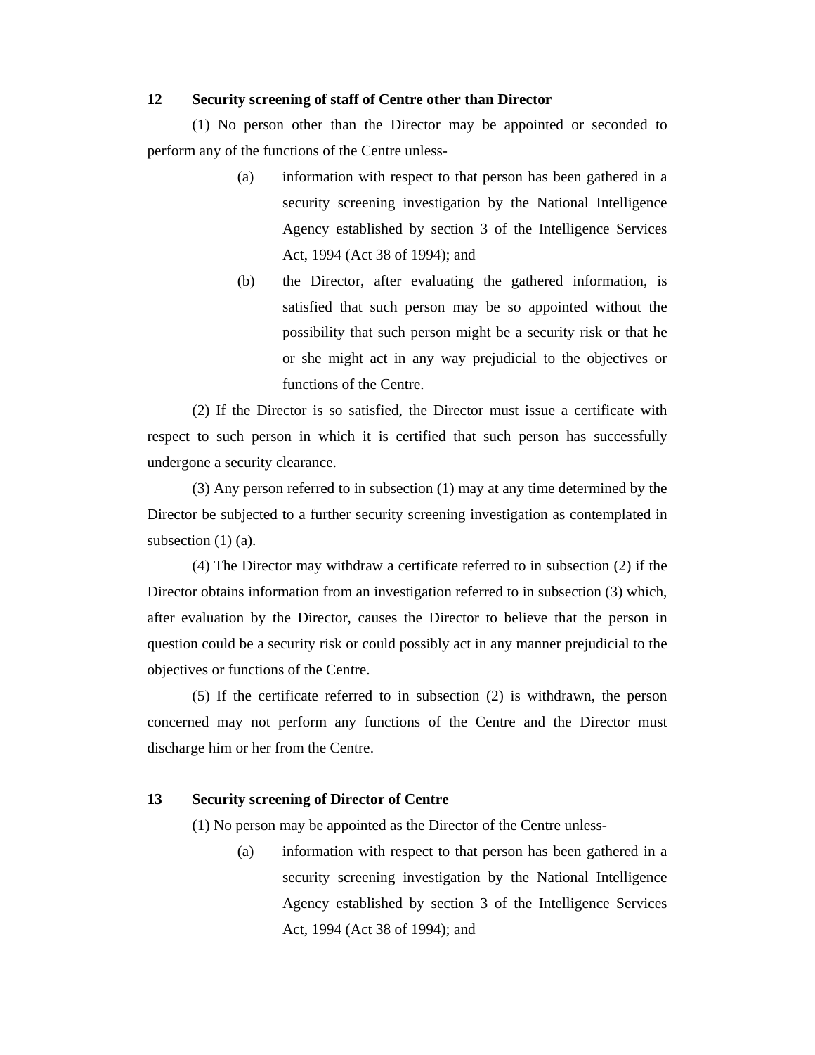**12 Security screening of staff of Centre other than Director**

(1) No person other than the Director may be appointed or seconded to perform any of the functions of the Centre unless-

(a) information with respect to that person has been gathered in a security screening investigation by the National Intelligence Agency established by section 3 of the Intelligence Services Act, 1994 (Act 38 of 1994); and

(b) the Director, after evaluating the gathered information, is satisfied that such person may be so appointed without the possibility that such person might be a security risk or that he or she might act in any way prejudicial to the objectives or functions of the Centre.

(2) If the Director is so satisfied, the Director must issue a certificate with respect to such person in which it is certified that such person has successfully undergone a security clearance.

(3) Any person referred to in subsection (1) may at any time determined by the Director be subjected to a further security screening investigation as contemplated in subsection (1) (a).

(4) The Director may withdraw a certificate referred to in subsection (2) if the Director obtains information from an investigation referred to in subsection (3) which, after evaluation by the Director, causes the Director to believe that the person in question could be a security risk or could possibly act in any manner prejudicial to the objectives or functions of the Centre.

(5) If the certificate referred to in subsection (2) is withdrawn, the person concerned may not perform any functions of the Centre and the Director must discharge him or her from the Centre.

**13 Security screening of Director of Centre**

(1) No person may be appointed as the Director of the Centre unless-

(a) information with respect to that person has been gathered in a security screening investigation by the National Intelligence Agency established by section 3 of the Intelligence Services Act, 1994 (Act 38 of 1994); and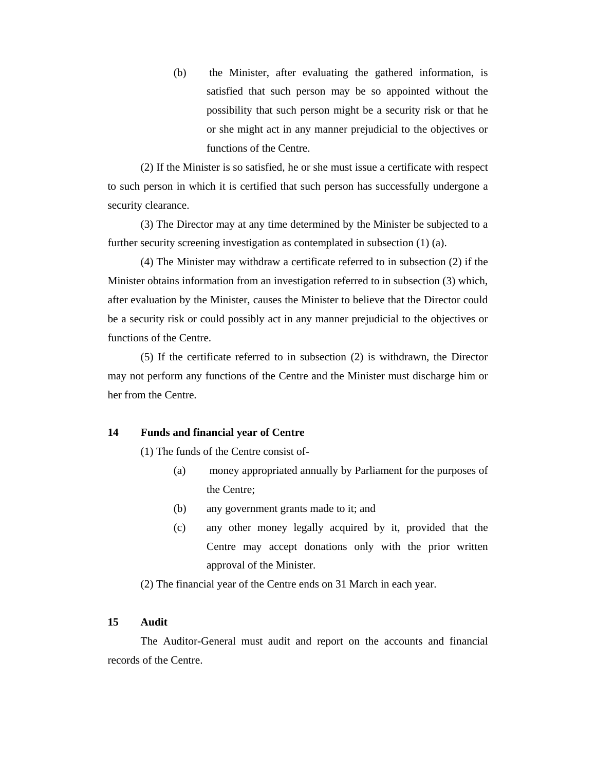(b) the Minister, after evaluating the gathered information, is satisfied that such person may be so appointed without the possibility that such person might be a security risk or that he or she might act in any manner prejudicial to the objectives or functions of the Centre.

(2) If the Minister is so satisfied, he or she must issue a certificate with respect to such person in which it is certified that such person has successfully undergone a security clearance.

(3) The Director may at any time determined by the Minister be subjected to a further security screening investigation as contemplated in subsection (1) (a).

(4) The Minister may withdraw a certificate referred to in subsection (2) if the Minister obtains information from an investigation referred to in subsection (3) which, after evaluation by the Minister, causes the Minister to believe that the Director could be a security risk or could possibly act in any manner prejudicial to the objectives or functions of the Centre.

(5) If the certificate referred to in subsection (2) is withdrawn, the Director may not perform any functions of the Centre and the Minister must discharge him or her from the Centre.

**14 Funds and financial year of Centre**

(1) The funds of the Centre consist of-

(a) money appropriated annually by Parliament for the purposes of the Centre;

(b) any government grants made to it; and

(c) any other money legally acquired by it, provided that the Centre may accept donations only with the prior written approval of the Minister.

(2) The financial year of the Centre ends on 31 March in each year.

**15 Audit**

The Auditor-General must audit and report on the accounts and financial records of the Centre.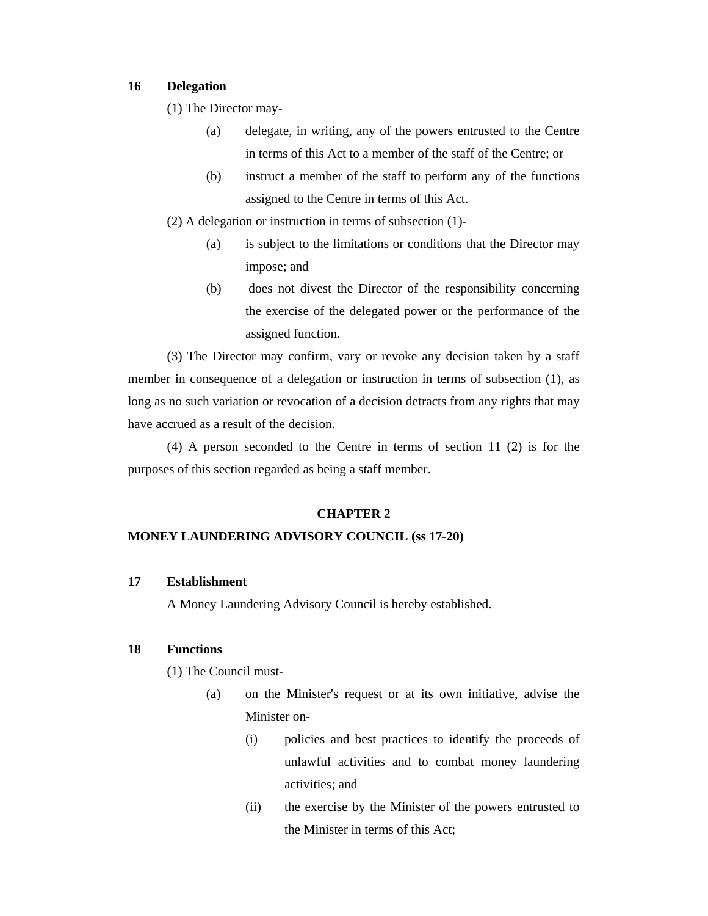**16 Delegation**

(1) The Director may-

(a) delegate, in writing, any of the powers entrusted to the Centre in terms of this Act to a member of the staff of the Centre; or

(b) instruct a member of the staff to perform any of the functions assigned to the Centre in terms of this Act.

(2) A delegation or instruction in terms of subsection (1)-

(a) is subject to the limitations or conditions that the Director may impose; and

(b) does not divest the Director of the responsibility concerning the exercise of the delegated power or the performance of the assigned function.

(3) The Director may confirm, vary or revoke any decision taken by a staff member in consequence of a delegation or instruction in terms of subsection (1), as long as no such variation or revocation of a decision detracts from any rights that may have accrued as a result of the decision.

(4) A person seconded to the Centre in terms of section 11 (2) is for the purposes of this section regarded as being a staff member.

## CHAPTER 2

## MONEY LAUNDERING ADVISORY COUNCIL (ss 17-20)

**17 Establishment**

A Money Laundering Advisory Council is hereby established.

**18 Functions**

(1) The Council must-

(a) on the Minister's request or at its own initiative, advise the Minister on-

(i) policies and best practices to identify the proceeds of unlawful activities and to combat money laundering activities; and

(ii) the exercise by the Minister of the powers entrusted to the Minister in terms of this Act;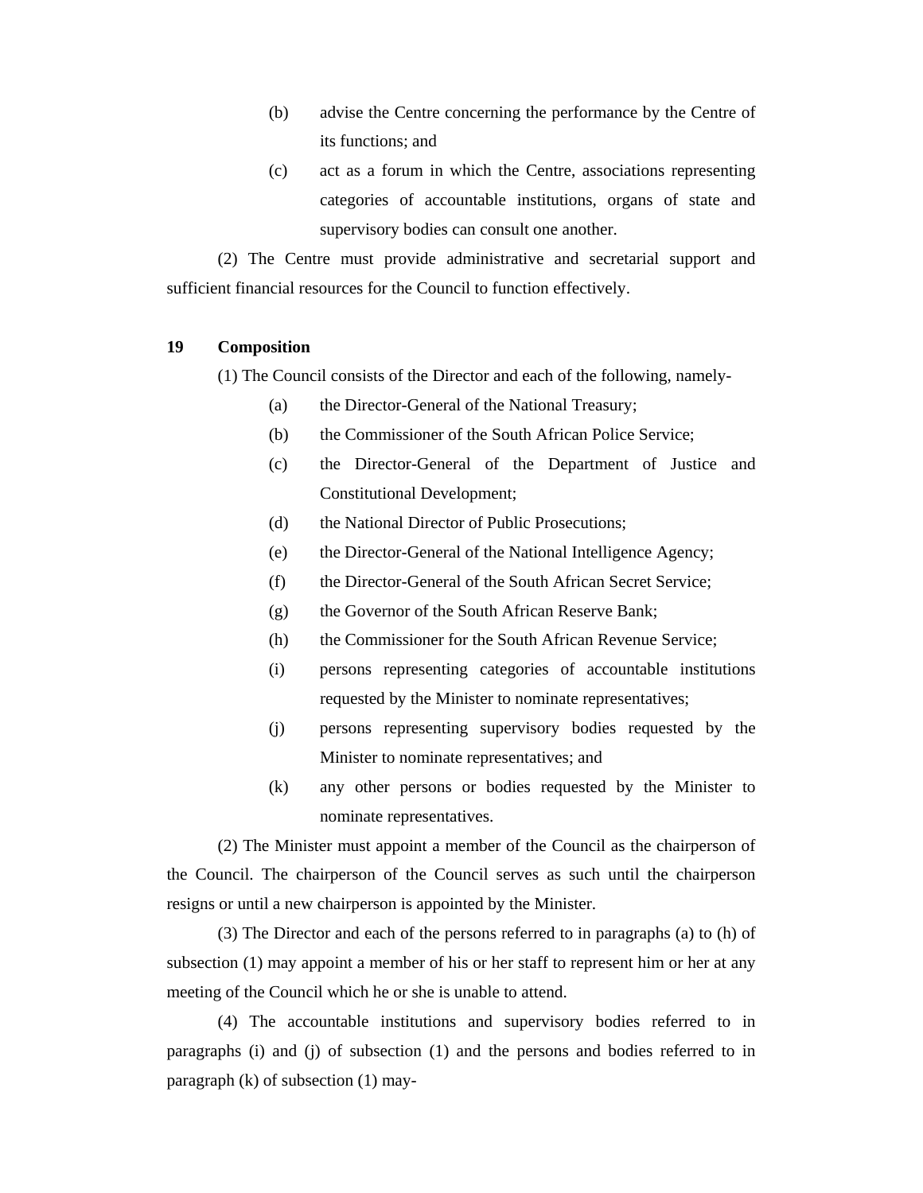(b) advise the Centre concerning the performance by the Centre of its functions; and

(c) act as a forum in which the Centre, associations representing categories of accountable institutions, organs of state and supervisory bodies can consult one another.

(2) The Centre must provide administrative and secretarial support and sufficient financial resources for the Council to function effectively.

**19 Composition**

(1) The Council consists of the Director and each of the following, namely-

(a) the Director-General of the National Treasury;

(b) the Commissioner of the South African Police Service;

(c) the Director-General of the Department of Justice and Constitutional Development;

(d) the National Director of Public Prosecutions;

(e) the Director-General of the National Intelligence Agency;

(f) the Director-General of the South African Secret Service;

(g) the Governor of the South African Reserve Bank;

(h) the Commissioner for the South African Revenue Service;

(i) persons representing categories of accountable institutions requested by the Minister to nominate representatives;

(j) persons representing supervisory bodies requested by the Minister to nominate representatives; and

(k) any other persons or bodies requested by the Minister to nominate representatives.

(2) The Minister must appoint a member of the Council as the chairperson of the Council. The chairperson of the Council serves as such until the chairperson resigns or until a new chairperson is appointed by the Minister.

(3) The Director and each of the persons referred to in paragraphs (a) to (h) of subsection (1) may appoint a member of his or her staff to represent him or her at any meeting of the Council which he or she is unable to attend.

(4) The accountable institutions and supervisory bodies referred to in paragraphs (i) and (j) of subsection (1) and the persons and bodies referred to in paragraph (k) of subsection (1) may-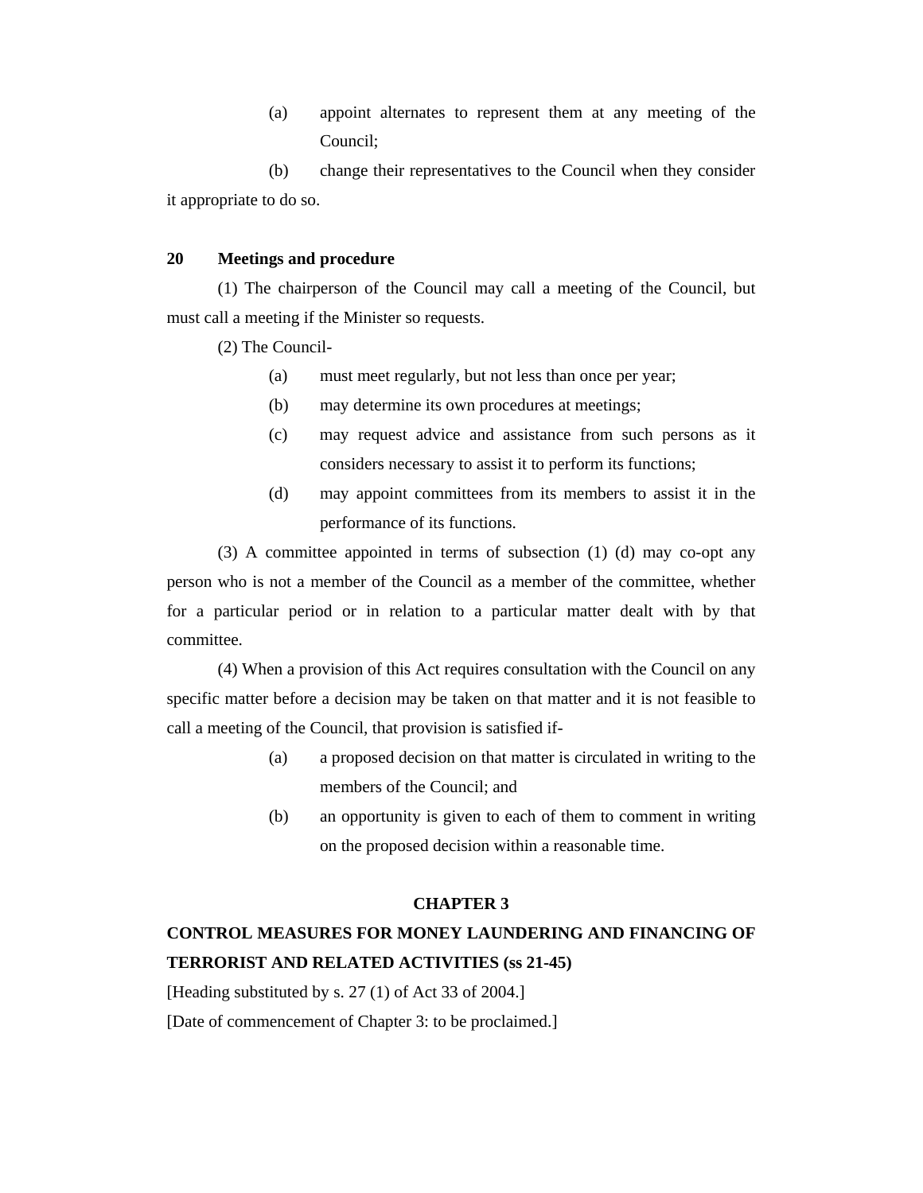(a) appoint alternates to represent them at any meeting of the Council;

(b) change their representatives to the Council when they consider it appropriate to do so.

**20 Meetings and procedure**

(1) The chairperson of the Council may call a meeting of the Council, but must call a meeting if the Minister so requests.

(2) The Council-

(a) must meet regularly, but not less than once per year;

(b) may determine its own procedures at meetings;

(c) may request advice and assistance from such persons as it considers necessary to assist it to perform its functions;

(d) may appoint committees from its members to assist it in the performance of its functions.

(3) A committee appointed in terms of subsection (1) (d) may co-opt any person who is not a member of the Council as a member of the committee, whether for a particular period or in relation to a particular matter dealt with by that committee.

(4) When a provision of this Act requires consultation with the Council on any specific matter before a decision may be taken on that matter and it is not feasible to call a meeting of the Council, that provision is satisfied if-

(a) a proposed decision on that matter is circulated in writing to the members of the Council; and

(b) an opportunity is given to each of them to comment in writing on the proposed decision within a reasonable time.

## CHAPTER 3

## CONTROL MEASURES FOR MONEY LAUNDERING AND FINANCING OF TERRORIST AND RELATED ACTIVITIES (ss 21-45)

[Heading substituted by s. 27 (1) of Act 33 of 2004.]

[Date of commencement of Chapter 3: to be proclaimed.]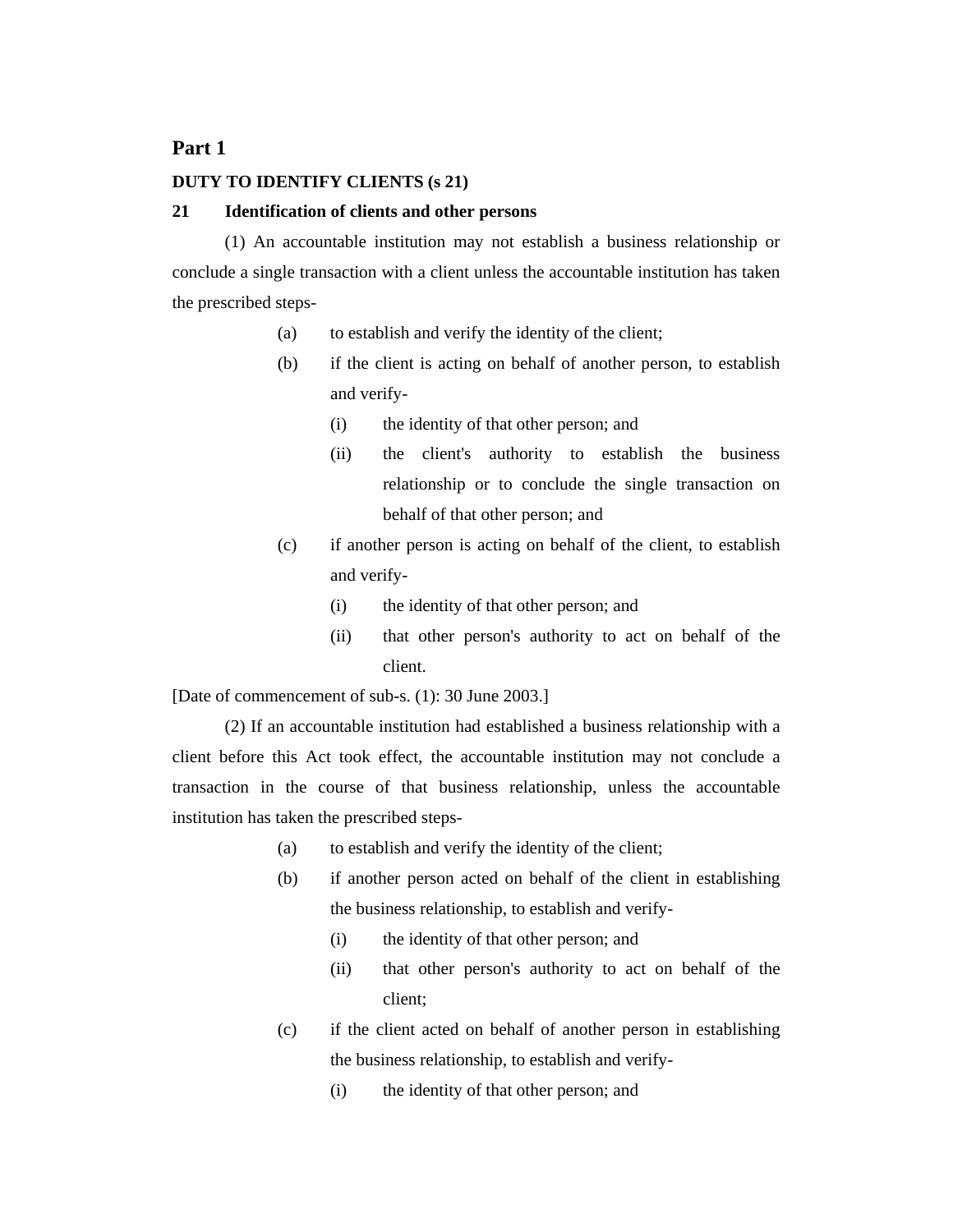## Part 1

**DUTY TO IDENTIFY CLIENTS (s 21)**

**21 Identification of clients and other persons**

(1) An accountable institution may not establish a business relationship or conclude a single transaction with a client unless the accountable institution has taken the prescribed steps-

(a) to establish and verify the identity of the client;

(b) if the client is acting on behalf of another person, to establish and verify-

(i) the identity of that other person; and

(ii) the client's authority to establish the business relationship or to conclude the single transaction on behalf of that other person; and

(c) if another person is acting on behalf of the client, to establish and verify-

(i) the identity of that other person; and

(ii) that other person's authority to act on behalf of the client.

[Date of commencement of sub-s. (1): 30 June 2003.]

(2) If an accountable institution had established a business relationship with a client before this Act took effect, the accountable institution may not conclude a transaction in the course of that business relationship, unless the accountable institution has taken the prescribed steps-

(a) to establish and verify the identity of the client;

(b) if another person acted on behalf of the client in establishing the business relationship, to establish and verify-

(i) the identity of that other person; and

(ii) that other person's authority to act on behalf of the client;

(c) if the client acted on behalf of another person in establishing the business relationship, to establish and verify-

(i) the identity of that other person; and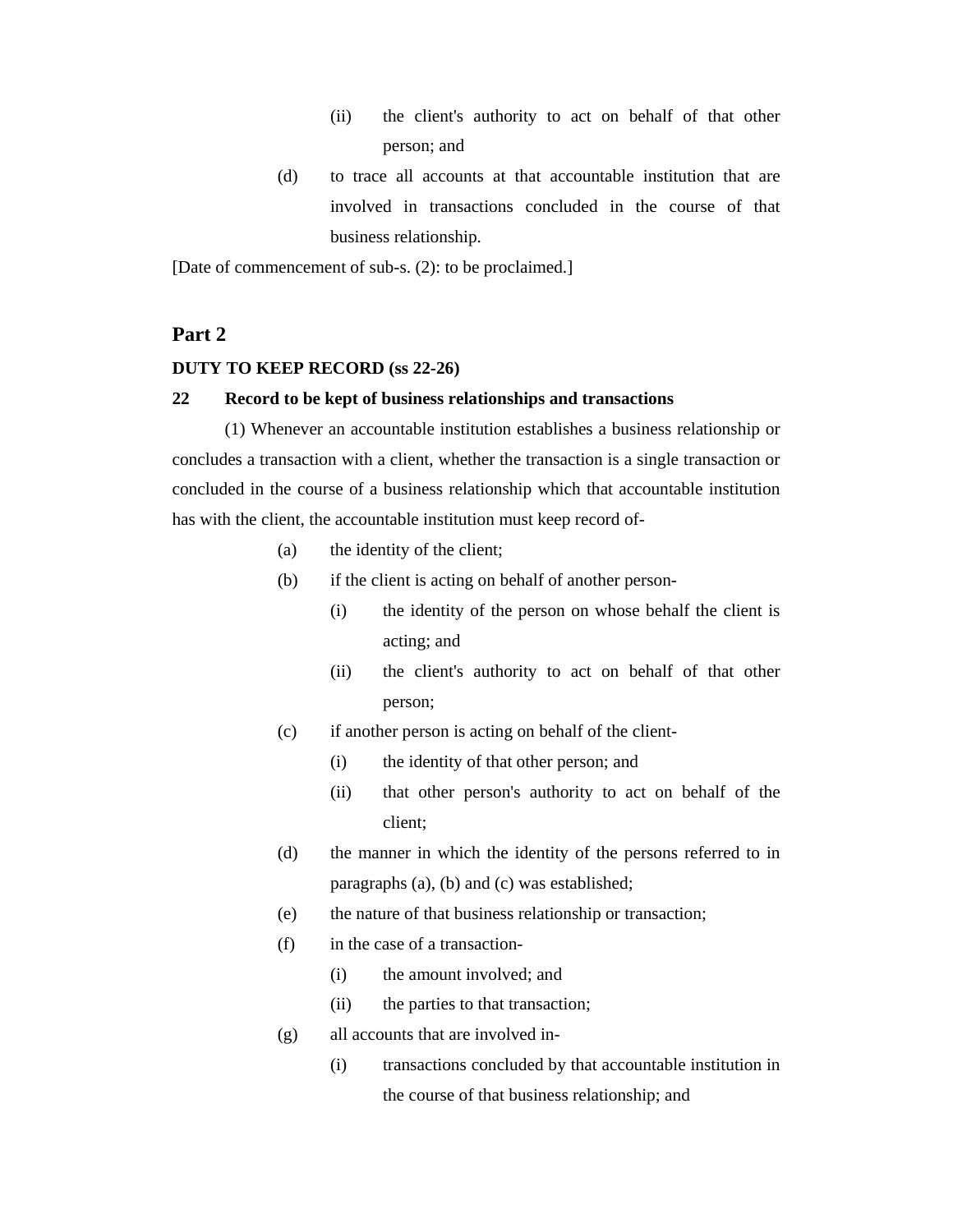(ii) the client's authority to act on behalf of that other person; and

(d) to trace all accounts at that accountable institution that are involved in transactions concluded in the course of that business relationship.

[Date of commencement of sub-s. (2): to be proclaimed.]

## Part 2

**DUTY TO KEEP RECORD (ss 22-26)**

**22 Record to be kept of business relationships and transactions**

(1) Whenever an accountable institution establishes a business relationship or concludes a transaction with a client, whether the transaction is a single transaction or concluded in the course of a business relationship which that accountable institution has with the client, the accountable institution must keep record of-

(a) the identity of the client;

(b) if the client is acting on behalf of another person-

(i) the identity of the person on whose behalf the client is acting; and

(ii) the client's authority to act on behalf of that other person;

(c) if another person is acting on behalf of the client-

(i) the identity of that other person; and

(ii) that other person's authority to act on behalf of the client;

(d) the manner in which the identity of the persons referred to in paragraphs (a), (b) and (c) was established;

(e) the nature of that business relationship or transaction;

(f) in the case of a transaction-

(i) the amount involved; and

(ii) the parties to that transaction;

(g) all accounts that are involved in-

(i) transactions concluded by that accountable institution in the course of that business relationship; and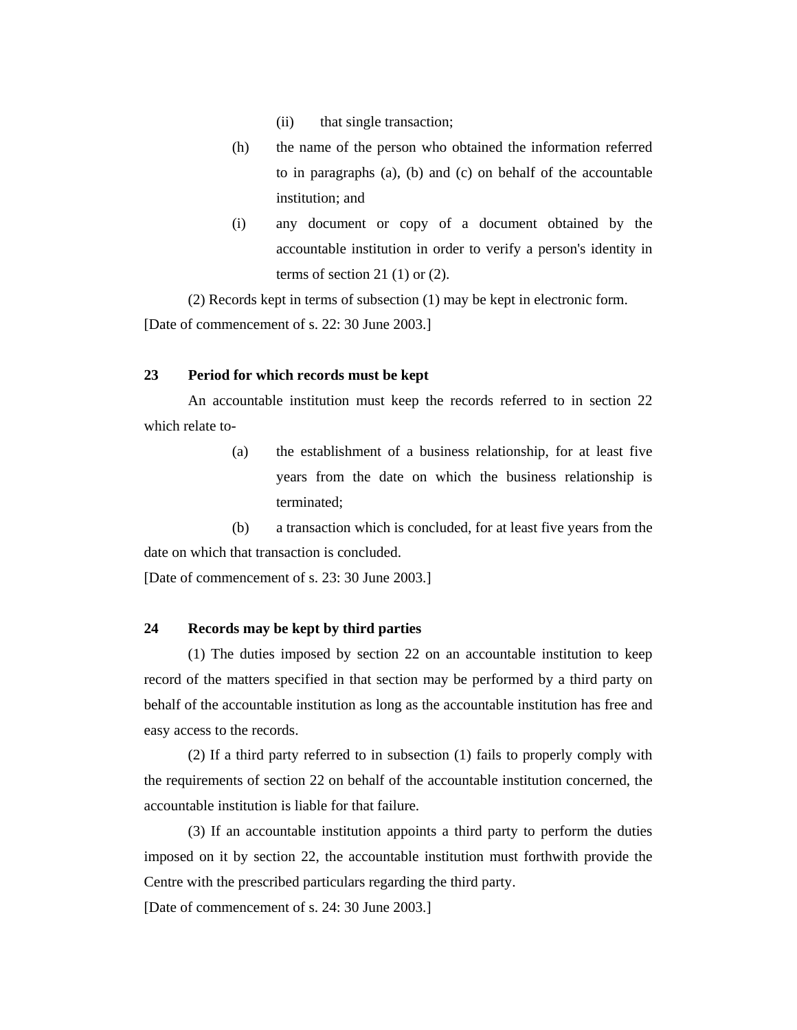(ii) that single transaction;

(h) the name of the person who obtained the information referred to in paragraphs (a), (b) and (c) on behalf of the accountable institution; and

(i) any document or copy of a document obtained by the accountable institution in order to verify a person's identity in terms of section 21 (1) or (2).

(2) Records kept in terms of subsection (1) may be kept in electronic form.

[Date of commencement of s. 22: 30 June 2003.]

**23 Period for which records must be kept**

An accountable institution must keep the records referred to in section 22 which relate to-

(a) the establishment of a business relationship, for at least five years from the date on which the business relationship is terminated;

(b) a transaction which is concluded, for at least five years from the date on which that transaction is concluded.

[Date of commencement of s. 23: 30 June 2003.]

**24 Records may be kept by third parties**

(1) The duties imposed by section 22 on an accountable institution to keep record of the matters specified in that section may be performed by a third party on behalf of the accountable institution as long as the accountable institution has free and easy access to the records.

(2) If a third party referred to in subsection (1) fails to properly comply with the requirements of section 22 on behalf of the accountable institution concerned, the accountable institution is liable for that failure.

(3) If an accountable institution appoints a third party to perform the duties imposed on it by section 22, the accountable institution must forthwith provide the Centre with the prescribed particulars regarding the third party.

[Date of commencement of s. 24: 30 June 2003.]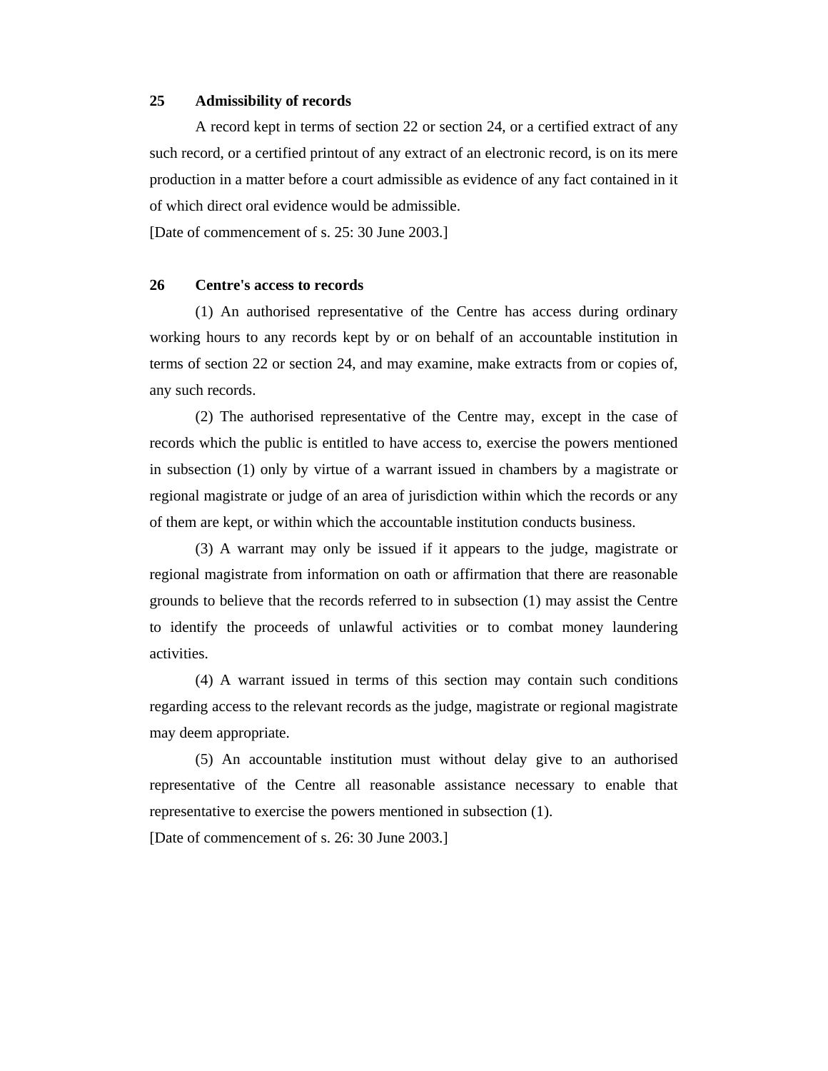**25 Admissibility of records**

A record kept in terms of section 22 or section 24, or a certified extract of any such record, or a certified printout of any extract of an electronic record, is on its mere production in a matter before a court admissible as evidence of any fact contained in it of which direct oral evidence would be admissible.

[Date of commencement of s. 25: 30 June 2003.]

**26 Centre's access to records**

(1) An authorised representative of the Centre has access during ordinary working hours to any records kept by or on behalf of an accountable institution in terms of section 22 or section 24, and may examine, make extracts from or copies of, any such records.

(2) The authorised representative of the Centre may, except in the case of records which the public is entitled to have access to, exercise the powers mentioned in subsection (1) only by virtue of a warrant issued in chambers by a magistrate or regional magistrate or judge of an area of jurisdiction within which the records or any of them are kept, or within which the accountable institution conducts business.

(3) A warrant may only be issued if it appears to the judge, magistrate or regional magistrate from information on oath or affirmation that there are reasonable grounds to believe that the records referred to in subsection (1) may assist the Centre to identify the proceeds of unlawful activities or to combat money laundering activities.

(4) A warrant issued in terms of this section may contain such conditions regarding access to the relevant records as the judge, magistrate or regional magistrate may deem appropriate.

(5) An accountable institution must without delay give to an authorised representative of the Centre all reasonable assistance necessary to enable that representative to exercise the powers mentioned in subsection (1).

[Date of commencement of s. 26: 30 June 2003.]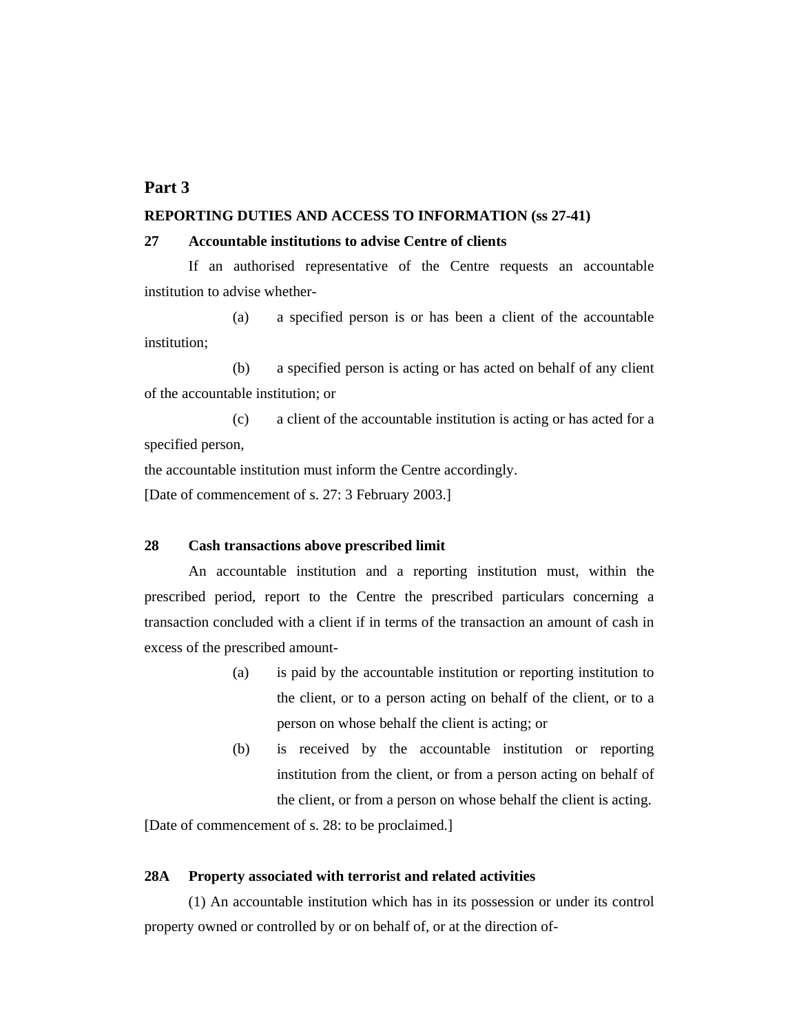## Part 3

**REPORTING DUTIES AND ACCESS TO INFORMATION (ss 27-41)**

**27 Accountable institutions to advise Centre of clients**

If an authorised representative of the Centre requests an accountable institution to advise whether-

(a) a specified person is or has been a client of the accountable institution;

(b) a specified person is acting or has acted on behalf of any client of the accountable institution; or

(c) a client of the accountable institution is acting or has acted for a specified person,

the accountable institution must inform the Centre accordingly.

[Date of commencement of s. 27: 3 February 2003.]

**28 Cash transactions above prescribed limit**

An accountable institution and a reporting institution must, within the prescribed period, report to the Centre the prescribed particulars concerning a transaction concluded with a client if in terms of the transaction an amount of cash in excess of the prescribed amount-

(a) is paid by the accountable institution or reporting institution to the client, or to a person acting on behalf of the client, or to a person on whose behalf the client is acting; or

(b) is received by the accountable institution or reporting institution from the client, or from a person acting on behalf of the client, or from a person on whose behalf the client is acting.

[Date of commencement of s. 28: to be proclaimed.]

**28A Property associated with terrorist and related activities**

(1) An accountable institution which has in its possession or under its control property owned or controlled by or on behalf of, or at the direction of-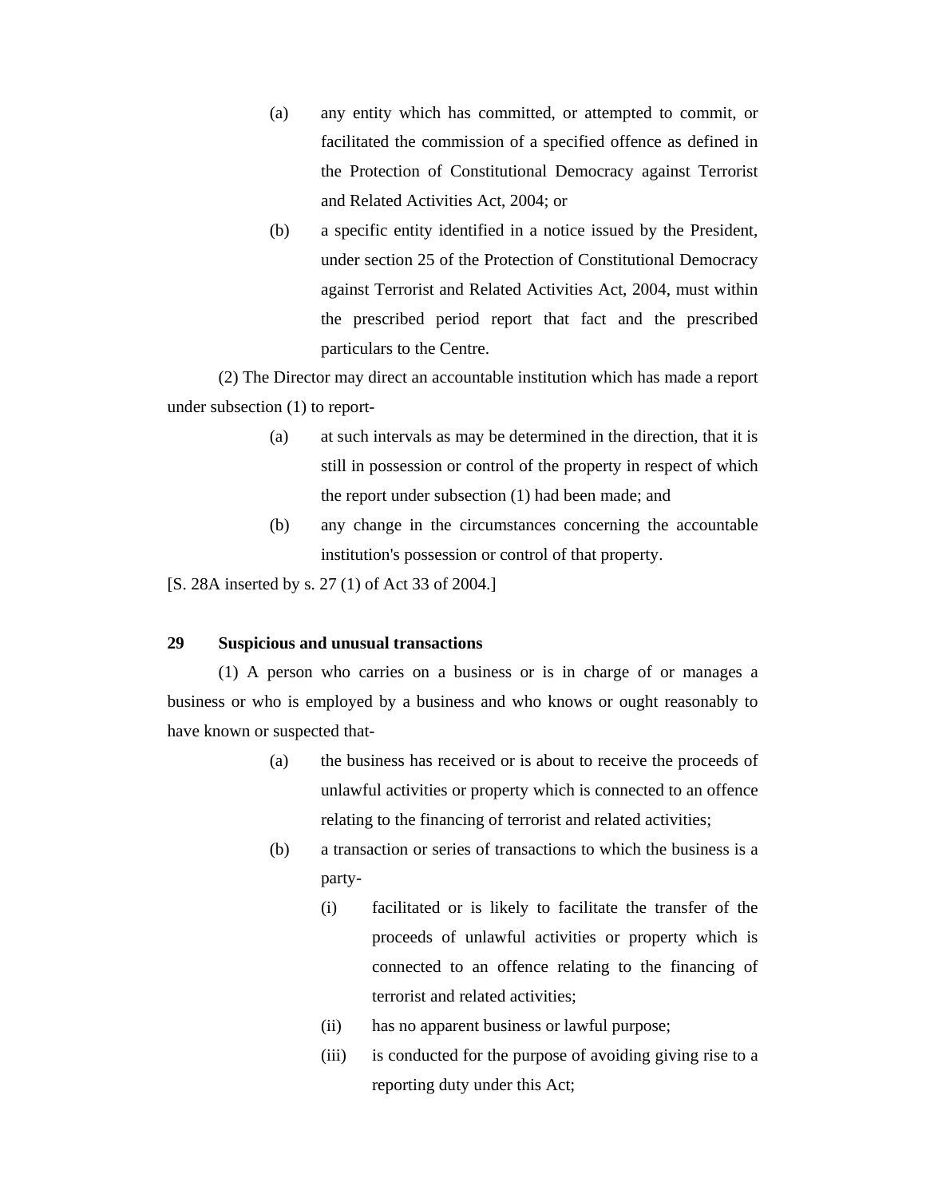(a) any entity which has committed, or attempted to commit, or facilitated the commission of a specified offence as defined in the Protection of Constitutional Democracy against Terrorist and Related Activities Act, 2004; or

(b) a specific entity identified in a notice issued by the President, under section 25 of the Protection of Constitutional Democracy against Terrorist and Related Activities Act, 2004, must within the prescribed period report that fact and the prescribed particulars to the Centre.

(2) The Director may direct an accountable institution which has made a report under subsection (1) to report-

(a) at such intervals as may be determined in the direction, that it is still in possession or control of the property in respect of which the report under subsection (1) had been made; and

(b) any change in the circumstances concerning the accountable institution's possession or control of that property.

[S. 28A inserted by s. 27 (1) of Act 33 of 2004.]

**29 Suspicious and unusual transactions**

(1) A person who carries on a business or is in charge of or manages a business or who is employed by a business and who knows or ought reasonably to have known or suspected that-

(a) the business has received or is about to receive the proceeds of unlawful activities or property which is connected to an offence relating to the financing of terrorist and related activities;

(b) a transaction or series of transactions to which the business is a party-

(i) facilitated or is likely to facilitate the transfer of the proceeds of unlawful activities or property which is connected to an offence relating to the financing of terrorist and related activities;

(ii) has no apparent business or lawful purpose;

(iii) is conducted for the purpose of avoiding giving rise to a reporting duty under this Act;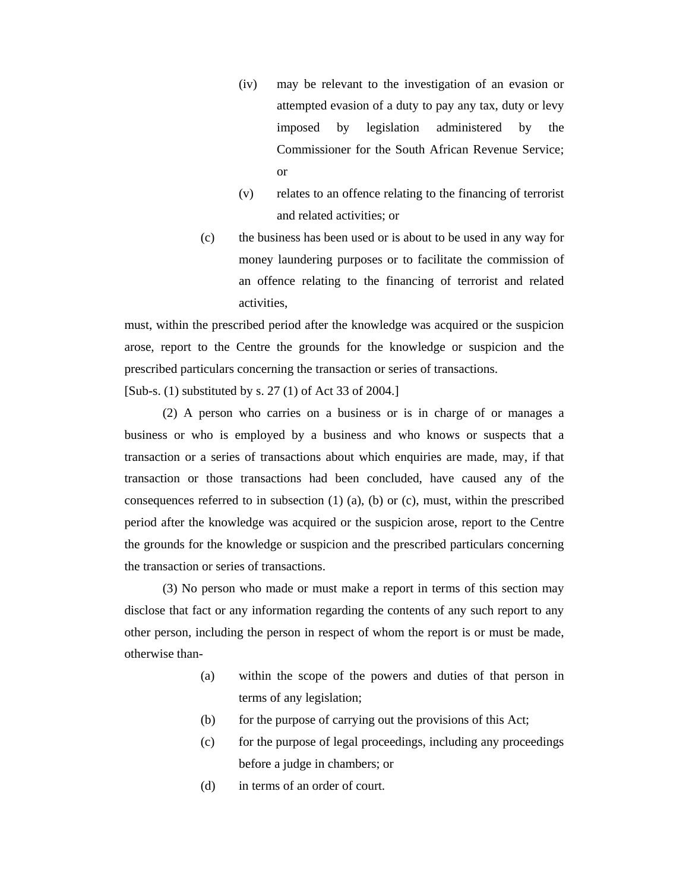(iv) may be relevant to the investigation of an evasion or attempted evasion of a duty to pay any tax, duty or levy imposed by legislation administered by the Commissioner for the South African Revenue Service; or

(v) relates to an offence relating to the financing of terrorist and related activities; or

(c) the business has been used or is about to be used in any way for money laundering purposes or to facilitate the commission of an offence relating to the financing of terrorist and related activities,

must, within the prescribed period after the knowledge was acquired or the suspicion arose, report to the Centre the grounds for the knowledge or suspicion and the prescribed particulars concerning the transaction or series of transactions.

[Sub-s. (1) substituted by s. 27 (1) of Act 33 of 2004.]

(2) A person who carries on a business or is in charge of or manages a business or who is employed by a business and who knows or suspects that a transaction or a series of transactions about which enquiries are made, may, if that transaction or those transactions had been concluded, have caused any of the consequences referred to in subsection (1) (a), (b) or (c), must, within the prescribed period after the knowledge was acquired or the suspicion arose, report to the Centre the grounds for the knowledge or suspicion and the prescribed particulars concerning the transaction or series of transactions.

(3) No person who made or must make a report in terms of this section may disclose that fact or any information regarding the contents of any such report to any other person, including the person in respect of whom the report is or must be made, otherwise than-

(a) within the scope of the powers and duties of that person in terms of any legislation;

(b) for the purpose of carrying out the provisions of this Act;

(c) for the purpose of legal proceedings, including any proceedings before a judge in chambers; or

(d) in terms of an order of court.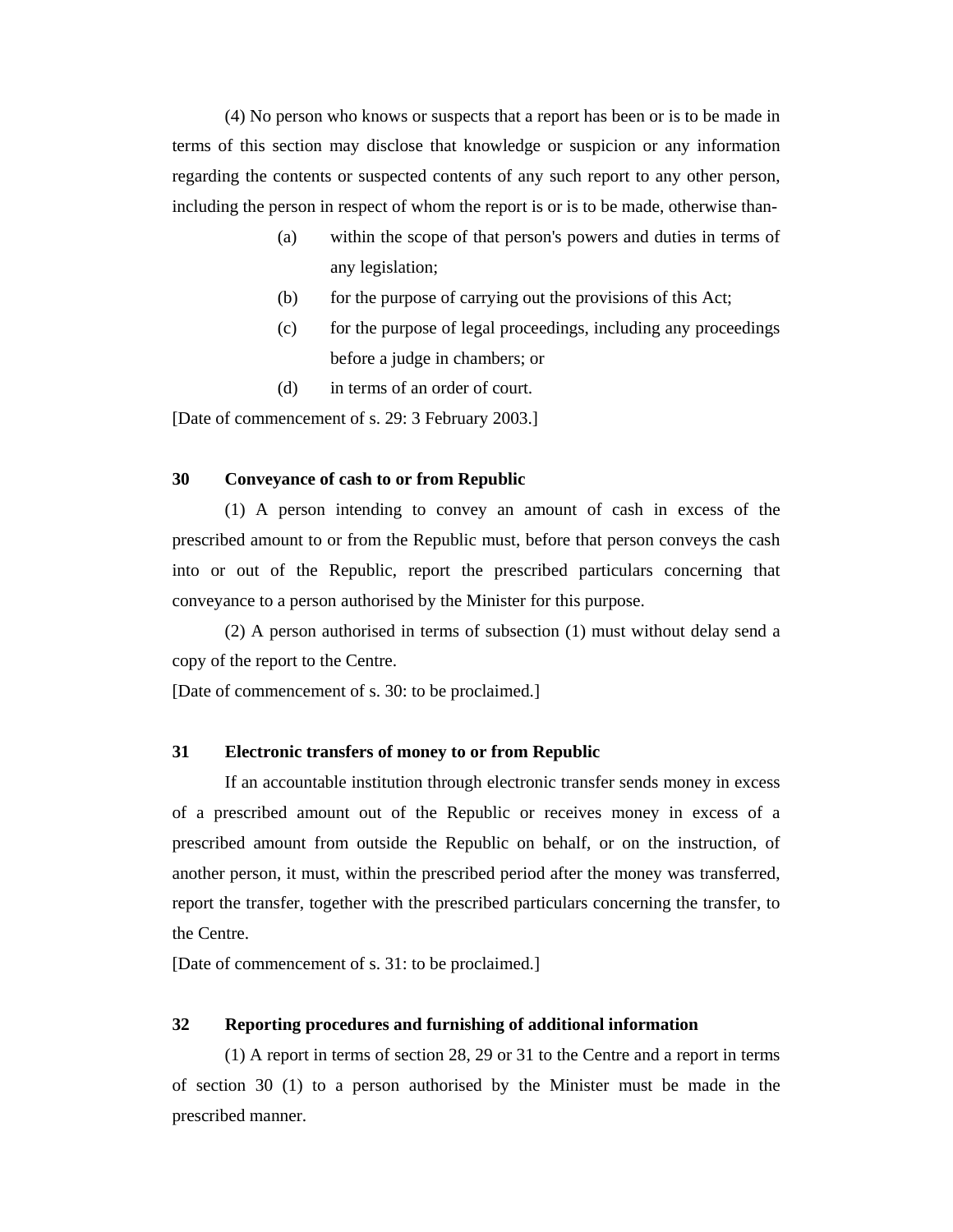(4) No person who knows or suspects that a report has been or is to be made in terms of this section may disclose that knowledge or suspicion or any information regarding the contents or suspected contents of any such report to any other person, including the person in respect of whom the report is or is to be made, otherwise than-

(a) within the scope of that person's powers and duties in terms of any legislation;

(b) for the purpose of carrying out the provisions of this Act;

(c) for the purpose of legal proceedings, including any proceedings before a judge in chambers; or

(d) in terms of an order of court.

[Date of commencement of s. 29: 3 February 2003.]

**30 Conveyance of cash to or from Republic**

(1) A person intending to convey an amount of cash in excess of the prescribed amount to or from the Republic must, before that person conveys the cash into or out of the Republic, report the prescribed particulars concerning that conveyance to a person authorised by the Minister for this purpose.

(2) A person authorised in terms of subsection (1) must without delay send a copy of the report to the Centre.

[Date of commencement of s. 30: to be proclaimed.]

**31 Electronic transfers of money to or from Republic**

If an accountable institution through electronic transfer sends money in excess of a prescribed amount out of the Republic or receives money in excess of a prescribed amount from outside the Republic on behalf, or on the instruction, of another person, it must, within the prescribed period after the money was transferred, report the transfer, together with the prescribed particulars concerning the transfer, to the Centre.

[Date of commencement of s. 31: to be proclaimed.]

**32 Reporting procedures and furnishing of additional information**

(1) A report in terms of section 28, 29 or 31 to the Centre and a report in terms of section 30 (1) to a person authorised by the Minister must be made in the prescribed manner.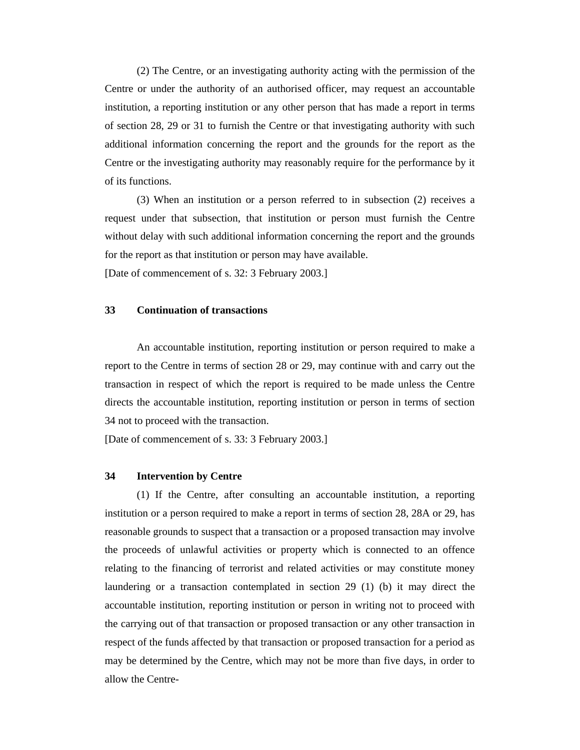(2) The Centre, or an investigating authority acting with the permission of the Centre or under the authority of an authorised officer, may request an accountable institution, a reporting institution or any other person that has made a report in terms of section 28, 29 or 31 to furnish the Centre or that investigating authority with such additional information concerning the report and the grounds for the report as the Centre or the investigating authority may reasonably require for the performance by it of its functions.

(3) When an institution or a person referred to in subsection (2) receives a request under that subsection, that institution or person must furnish the Centre without delay with such additional information concerning the report and the grounds for the report as that institution or person may have available.

[Date of commencement of s. 32: 3 February 2003.]

**33 Continuation of transactions**

An accountable institution, reporting institution or person required to make a report to the Centre in terms of section 28 or 29, may continue with and carry out the transaction in respect of which the report is required to be made unless the Centre directs the accountable institution, reporting institution or person in terms of section 34 not to proceed with the transaction.

[Date of commencement of s. 33: 3 February 2003.]

**34 Intervention by Centre**

(1) If the Centre, after consulting an accountable institution, a reporting institution or a person required to make a report in terms of section 28, 28A or 29, has reasonable grounds to suspect that a transaction or a proposed transaction may involve the proceeds of unlawful activities or property which is connected to an offence relating to the financing of terrorist and related activities or may constitute money laundering or a transaction contemplated in section 29 (1) (b) it may direct the accountable institution, reporting institution or person in writing not to proceed with the carrying out of that transaction or proposed transaction or any other transaction in respect of the funds affected by that transaction or proposed transaction for a period as may be determined by the Centre, which may not be more than five days, in order to allow the Centre-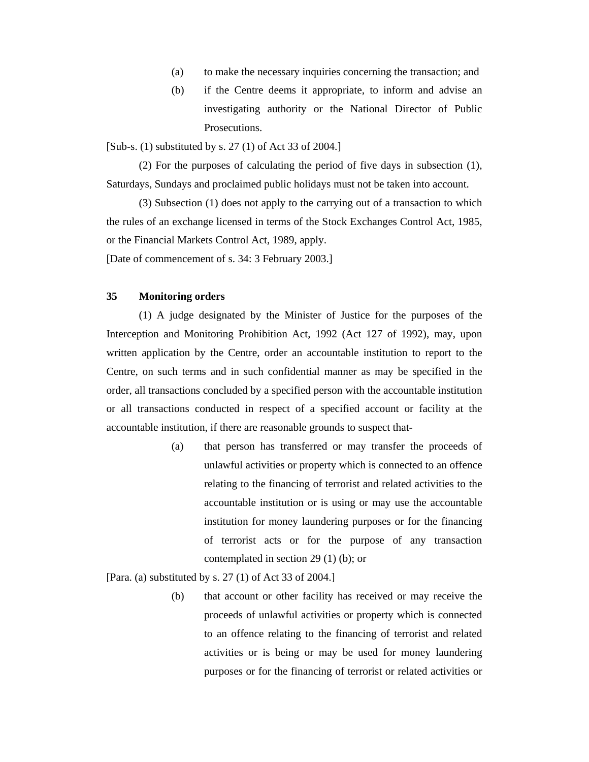(a) to make the necessary inquiries concerning the transaction; and

(b) if the Centre deems it appropriate, to inform and advise an investigating authority or the National Director of Public Prosecutions.

[Sub-s. (1) substituted by s. 27 (1) of Act 33 of 2004.]

(2) For the purposes of calculating the period of five days in subsection (1), Saturdays, Sundays and proclaimed public holidays must not be taken into account.

(3) Subsection (1) does not apply to the carrying out of a transaction to which the rules of an exchange licensed in terms of the Stock Exchanges Control Act, 1985, or the Financial Markets Control Act, 1989, apply.

[Date of commencement of s. 34: 3 February 2003.]

**35 Monitoring orders**

(1) A judge designated by the Minister of Justice for the purposes of the Interception and Monitoring Prohibition Act, 1992 (Act 127 of 1992), may, upon written application by the Centre, order an accountable institution to report to the Centre, on such terms and in such confidential manner as may be specified in the order, all transactions concluded by a specified person with the accountable institution or all transactions conducted in respect of a specified account or facility at the accountable institution, if there are reasonable grounds to suspect that-

(a) that person has transferred or may transfer the proceeds of unlawful activities or property which is connected to an offence relating to the financing of terrorist and related activities to the accountable institution or is using or may use the accountable institution for money laundering purposes or for the financing of terrorist acts or for the purpose of any transaction contemplated in section 29 (1) (b); or

[Para. (a) substituted by s. 27 (1) of Act 33 of 2004.]

(b) that account or other facility has received or may receive the proceeds of unlawful activities or property which is connected to an offence relating to the financing of terrorist and related activities or is being or may be used for money laundering purposes or for the financing of terrorist or related activities or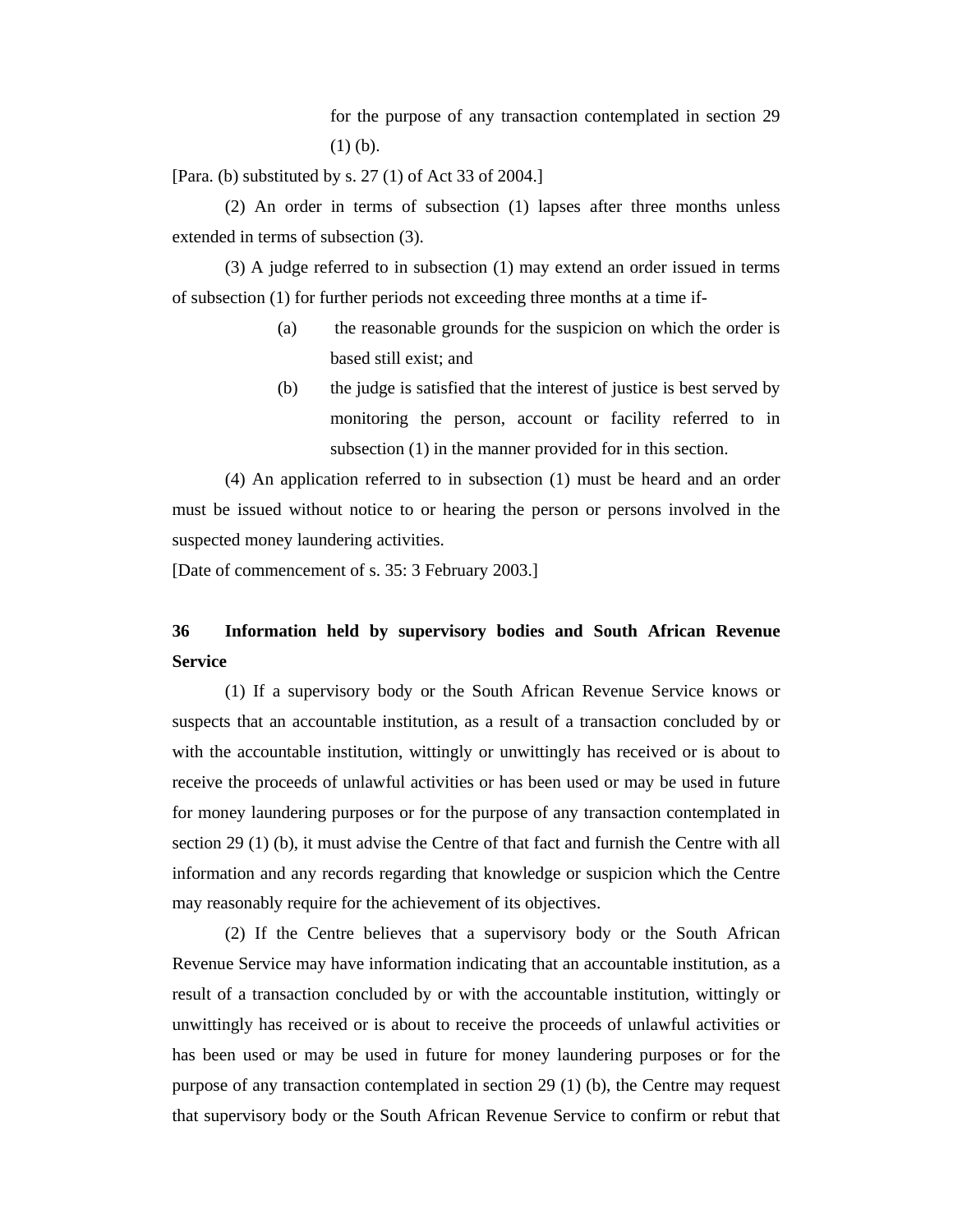for the purpose of any transaction contemplated in section 29 (1) (b).

[Para. (b) substituted by s. 27 (1) of Act 33 of 2004.]

(2) An order in terms of subsection (1) lapses after three months unless extended in terms of subsection (3).

(3) A judge referred to in subsection (1) may extend an order issued in terms of subsection (1) for further periods not exceeding three months at a time if-

(a) the reasonable grounds for the suspicion on which the order is based still exist; and

(b) the judge is satisfied that the interest of justice is best served by monitoring the person, account or facility referred to in subsection (1) in the manner provided for in this section.

(4) An application referred to in subsection (1) must be heard and an order must be issued without notice to or hearing the person or persons involved in the suspected money laundering activities.

[Date of commencement of s. 35: 3 February 2003.]

**36 Information held by supervisory bodies and South African Revenue Service**

(1) If a supervisory body or the South African Revenue Service knows or suspects that an accountable institution, as a result of a transaction concluded by or with the accountable institution, wittingly or unwittingly has received or is about to receive the proceeds of unlawful activities or has been used or may be used in future for money laundering purposes or for the purpose of any transaction contemplated in section 29 (1) (b), it must advise the Centre of that fact and furnish the Centre with all information and any records regarding that knowledge or suspicion which the Centre may reasonably require for the achievement of its objectives.

(2) If the Centre believes that a supervisory body or the South African Revenue Service may have information indicating that an accountable institution, as a result of a transaction concluded by or with the accountable institution, wittingly or unwittingly has received or is about to receive the proceeds of unlawful activities or has been used or may be used in future for money laundering purposes or for the purpose of any transaction contemplated in section 29 (1) (b), the Centre may request that supervisory body or the South African Revenue Service to confirm or rebut that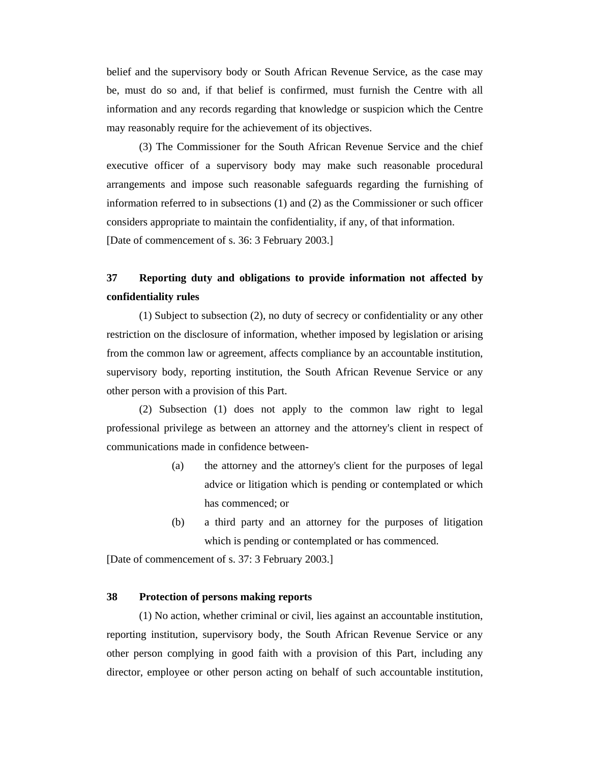belief and the supervisory body or South African Revenue Service, as the case may be, must do so and, if that belief is confirmed, must furnish the Centre with all information and any records regarding that knowledge or suspicion which the Centre may reasonably require for the achievement of its objectives.

(3) The Commissioner for the South African Revenue Service and the chief executive officer of a supervisory body may make such reasonable procedural arrangements and impose such reasonable safeguards regarding the furnishing of information referred to in subsections (1) and (2) as the Commissioner or such officer considers appropriate to maintain the confidentiality, if any, of that information.

[Date of commencement of s. 36: 3 February 2003.]

### 37 Reporting duty and obligations to provide information not affected by confidentiality rules

(1) Subject to subsection (2), no duty of secrecy or confidentiality or any other restriction on the disclosure of information, whether imposed by legislation or arising from the common law or agreement, affects compliance by an accountable institution, supervisory body, reporting institution, the South African Revenue Service or any other person with a provision of this Part.

(2) Subsection (1) does not apply to the common law right to legal professional privilege as between an attorney and the attorney's client in respect of communications made in confidence between-

(a) the attorney and the attorney's client for the purposes of legal advice or litigation which is pending or contemplated or which has commenced; or

(b) a third party and an attorney for the purposes of litigation which is pending or contemplated or has commenced.

[Date of commencement of s. 37: 3 February 2003.]

### 38 Protection of persons making reports

(1) No action, whether criminal or civil, lies against an accountable institution, reporting institution, supervisory body, the South African Revenue Service or any other person complying in good faith with a provision of this Part, including any director, employee or other person acting on behalf of such accountable institution,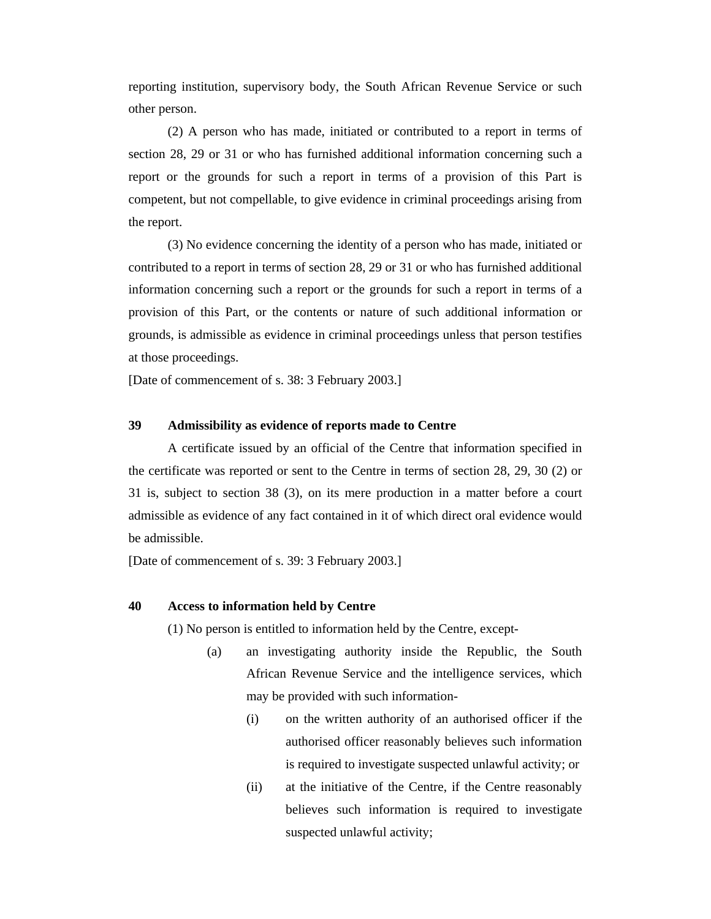reporting institution, supervisory body, the South African Revenue Service or such other person.

(2) A person who has made, initiated or contributed to a report in terms of section 28, 29 or 31 or who has furnished additional information concerning such a report or the grounds for such a report in terms of a provision of this Part is competent, but not compellable, to give evidence in criminal proceedings arising from the report.

(3) No evidence concerning the identity of a person who has made, initiated or contributed to a report in terms of section 28, 29 or 31 or who has furnished additional information concerning such a report or the grounds for such a report in terms of a provision of this Part, or the contents or nature of such additional information or grounds, is admissible as evidence in criminal proceedings unless that person testifies at those proceedings.

[Date of commencement of s. 38: 3 February 2003.]

**39 Admissibility as evidence of reports made to Centre**

A certificate issued by an official of the Centre that information specified in the certificate was reported or sent to the Centre in terms of section 28, 29, 30 (2) or 31 is, subject to section 38 (3), on its mere production in a matter before a court admissible as evidence of any fact contained in it of which direct oral evidence would be admissible.

[Date of commencement of s. 39: 3 February 2003.]

**40 Access to information held by Centre**

(1) No person is entitled to information held by the Centre, except-

(a) an investigating authority inside the Republic, the South African Revenue Service and the intelligence services, which may be provided with such information-

(i) on the written authority of an authorised officer if the authorised officer reasonably believes such information is required to investigate suspected unlawful activity; or

(ii) at the initiative of the Centre, if the Centre reasonably believes such information is required to investigate suspected unlawful activity;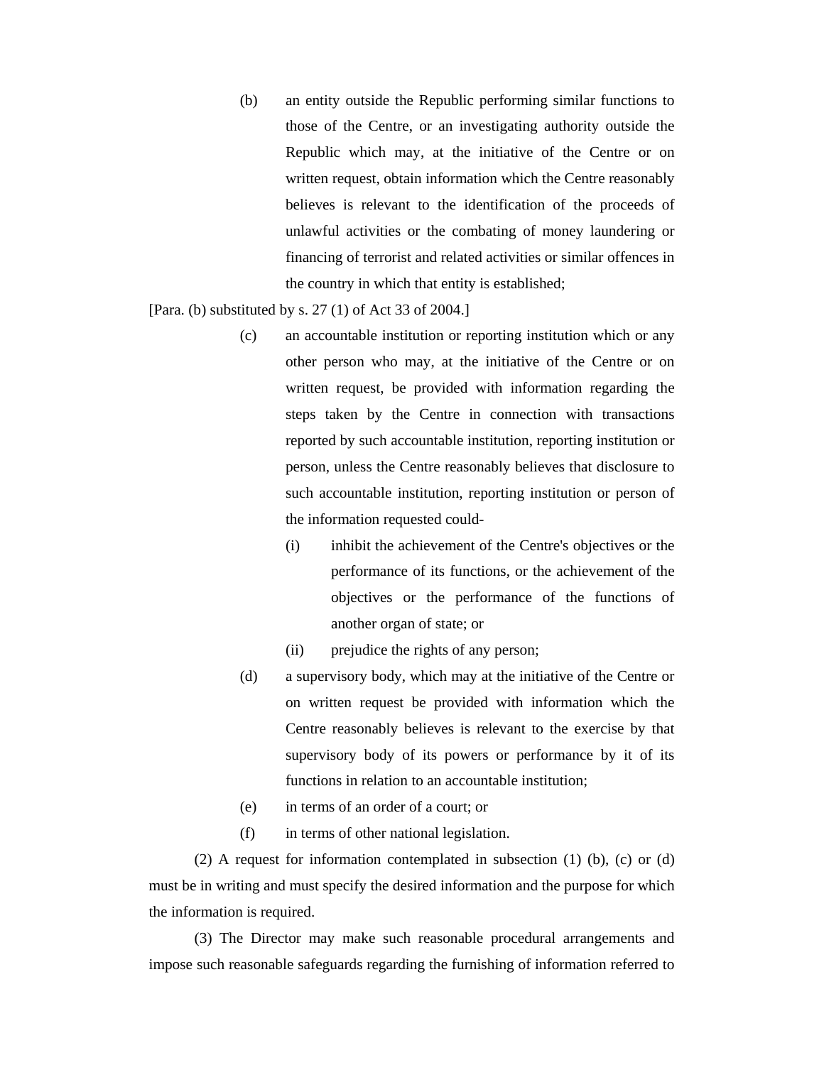(b) an entity outside the Republic performing similar functions to those of the Centre, or an investigating authority outside the Republic which may, at the initiative of the Centre or on written request, obtain information which the Centre reasonably believes is relevant to the identification of the proceeds of unlawful activities or the combating of money laundering or financing of terrorist and related activities or similar offences in the country in which that entity is established;

[Para. (b) substituted by s. 27 (1) of Act 33 of 2004.]

(c) an accountable institution or reporting institution which or any other person who may, at the initiative of the Centre or on written request, be provided with information regarding the steps taken by the Centre in connection with transactions reported by such accountable institution, reporting institution or person, unless the Centre reasonably believes that disclosure to such accountable institution, reporting institution or person of the information requested could-

(i) inhibit the achievement of the Centre's objectives or the performance of its functions, or the achievement of the objectives or the performance of the functions of another organ of state; or

(ii) prejudice the rights of any person;

(d) a supervisory body, which may at the initiative of the Centre or on written request be provided with information which the Centre reasonably believes is relevant to the exercise by that supervisory body of its powers or performance by it of its functions in relation to an accountable institution;

(e) in terms of an order of a court; or

(f) in terms of other national legislation.

(2) A request for information contemplated in subsection (1) (b), (c) or (d) must be in writing and must specify the desired information and the purpose for which the information is required.

(3) The Director may make such reasonable procedural arrangements and impose such reasonable safeguards regarding the furnishing of information referred to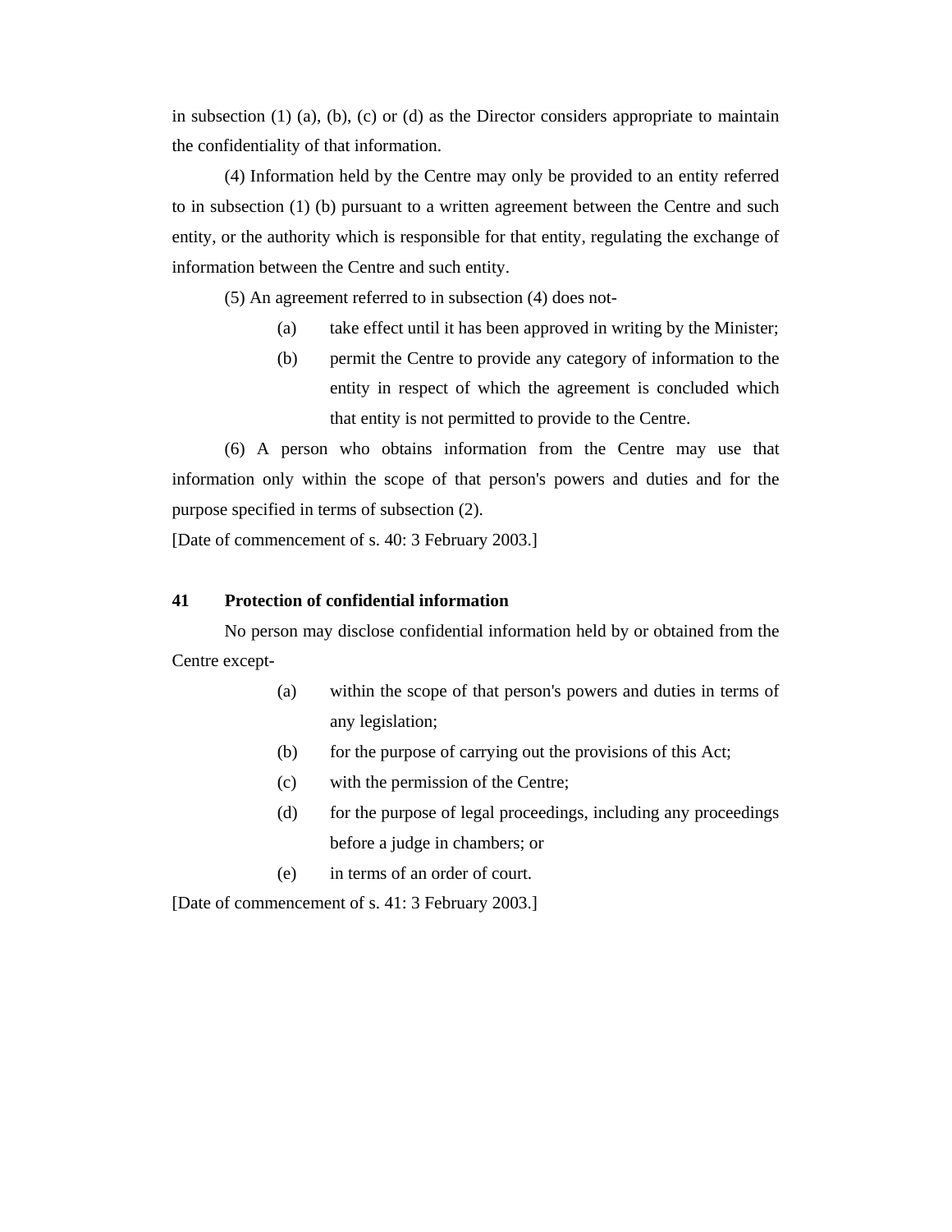in subsection (1) (a), (b), (c) or (d) as the Director considers appropriate to maintain the confidentiality of that information.

(4) Information held by the Centre may only be provided to an entity referred to in subsection (1) (b) pursuant to a written agreement between the Centre and such entity, or the authority which is responsible for that entity, regulating the exchange of information between the Centre and such entity.

(5) An agreement referred to in subsection (4) does not-

(a) take effect until it has been approved in writing by the Minister;

(b) permit the Centre to provide any category of information to the entity in respect of which the agreement is concluded which that entity is not permitted to provide to the Centre.

(6) A person who obtains information from the Centre may use that information only within the scope of that person's powers and duties and for the purpose specified in terms of subsection (2).

[Date of commencement of s. 40: 3 February 2003.]

**41 Protection of confidential information**

No person may disclose confidential information held by or obtained from the Centre except-

(a) within the scope of that person's powers and duties in terms of any legislation;

(b) for the purpose of carrying out the provisions of this Act;

(c) with the permission of the Centre;

(d) for the purpose of legal proceedings, including any proceedings before a judge in chambers; or

(e) in terms of an order of court.

[Date of commencement of s. 41: 3 February 2003.]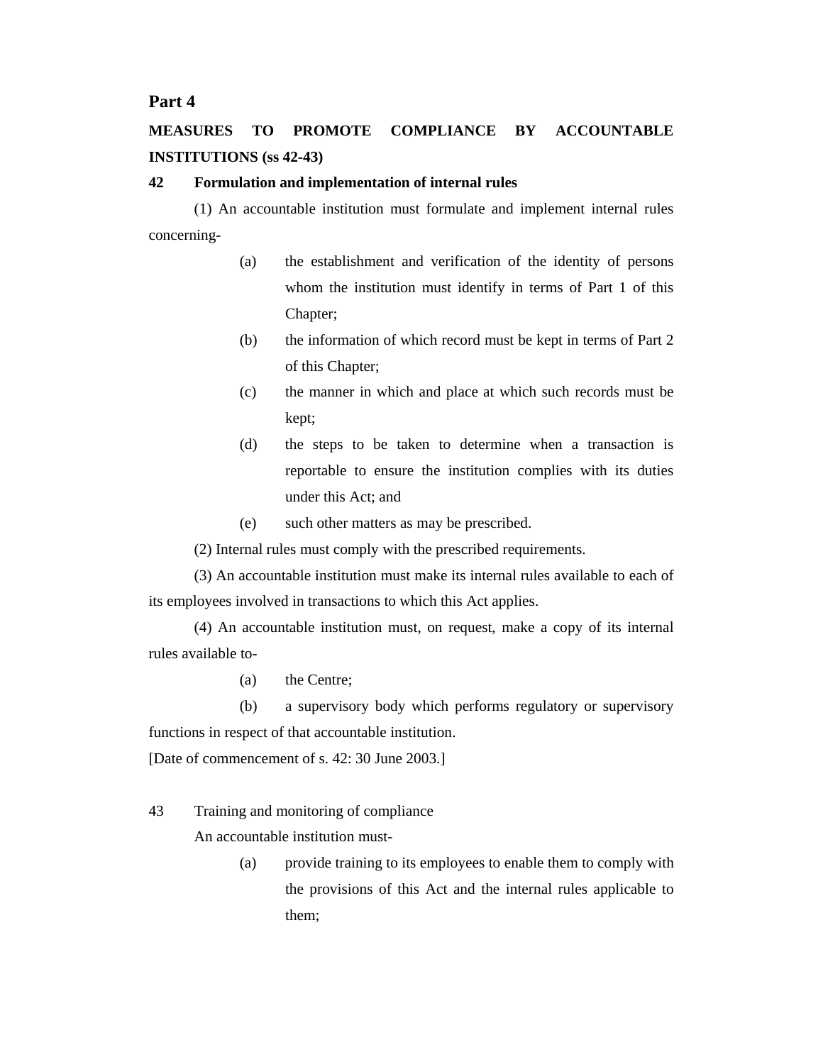## Part 4

**MEASURES TO PROMOTE COMPLIANCE BY ACCOUNTABLE INSTITUTIONS (ss 42-43)**

**42 Formulation and implementation of internal rules**

(1) An accountable institution must formulate and implement internal rules concerning-

- (a) the establishment and verification of the identity of persons whom the institution must identify in terms of Part 1 of this Chapter;
- (b) the information of which record must be kept in terms of Part 2 of this Chapter;
- (c) the manner in which and place at which such records must be kept;
- (d) the steps to be taken to determine when a transaction is reportable to ensure the institution complies with its duties under this Act; and
- (e) such other matters as may be prescribed.

(2) Internal rules must comply with the prescribed requirements.

(3) An accountable institution must make its internal rules available to each of its employees involved in transactions to which this Act applies.

(4) An accountable institution must, on request, make a copy of its internal rules available to-

- (a) the Centre;
- (b) a supervisory body which performs regulatory or supervisory functions in respect of that accountable institution.

[Date of commencement of s. 42: 30 June 2003.]

43 Training and monitoring of compliance

An accountable institution must-

- (a) provide training to its employees to enable them to comply with the provisions of this Act and the internal rules applicable to them;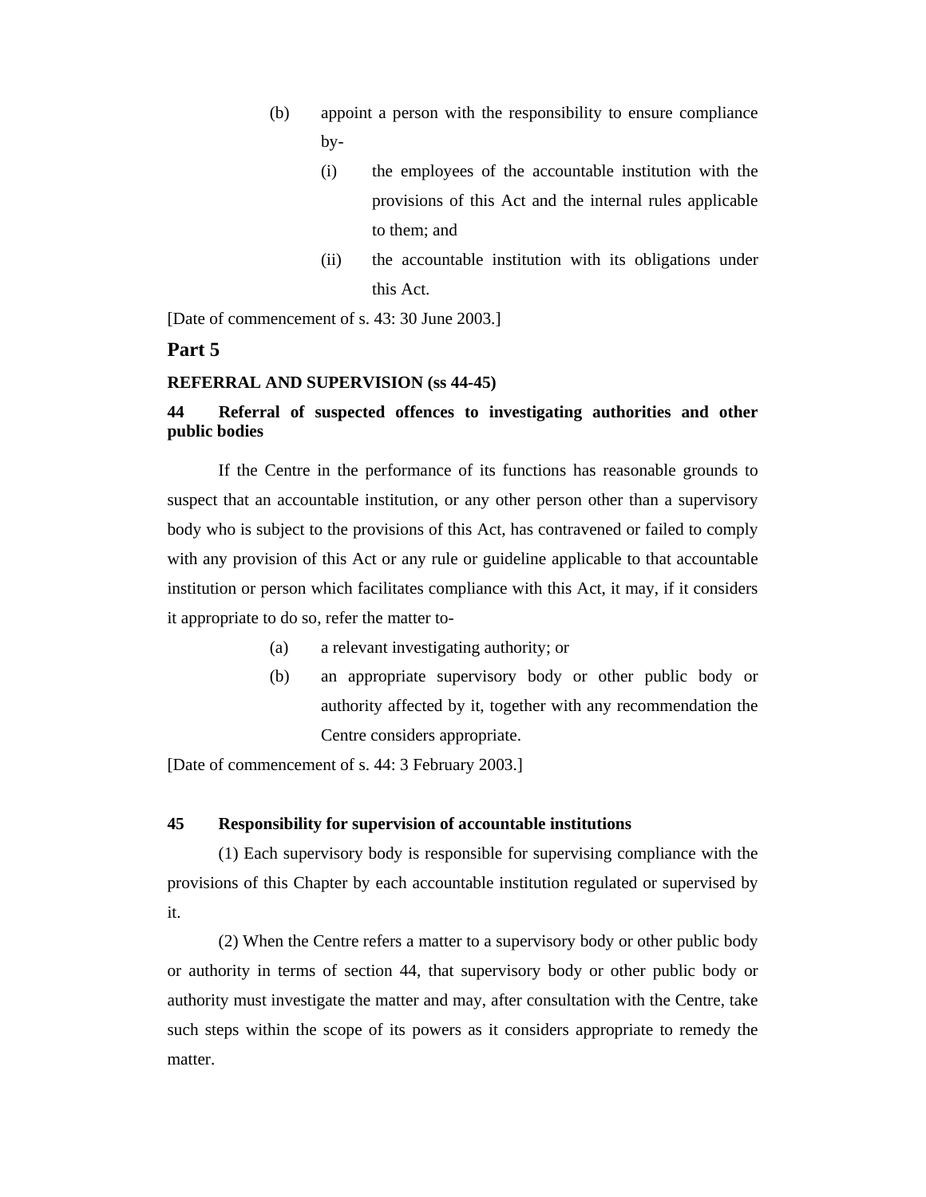(b) appoint a person with the responsibility to ensure compliance by-

  (i) the employees of the accountable institution with the provisions of this Act and the internal rules applicable to them; and

  (ii) the accountable institution with its obligations under this Act.

[Date of commencement of s. 43: 30 June 2003.]

## Part 5

**REFERRAL AND SUPERVISION (ss 44-45)**

### 44 Referral of suspected offences to investigating authorities and other public bodies

If the Centre in the performance of its functions has reasonable grounds to suspect that an accountable institution, or any other person other than a supervisory body who is subject to the provisions of this Act, has contravened or failed to comply with any provision of this Act or any rule or guideline applicable to that accountable institution or person which facilitates compliance with this Act, it may, if it considers it appropriate to do so, refer the matter to-

(a) a relevant investigating authority; or

(b) an appropriate supervisory body or other public body or authority affected by it, together with any recommendation the Centre considers appropriate.

[Date of commencement of s. 44: 3 February 2003.]

### 45 Responsibility for supervision of accountable institutions

(1) Each supervisory body is responsible for supervising compliance with the provisions of this Chapter by each accountable institution regulated or supervised by it.

(2) When the Centre refers a matter to a supervisory body or other public body or authority in terms of section 44, that supervisory body or other public body or authority must investigate the matter and may, after consultation with the Centre, take such steps within the scope of its powers as it considers appropriate to remedy the matter.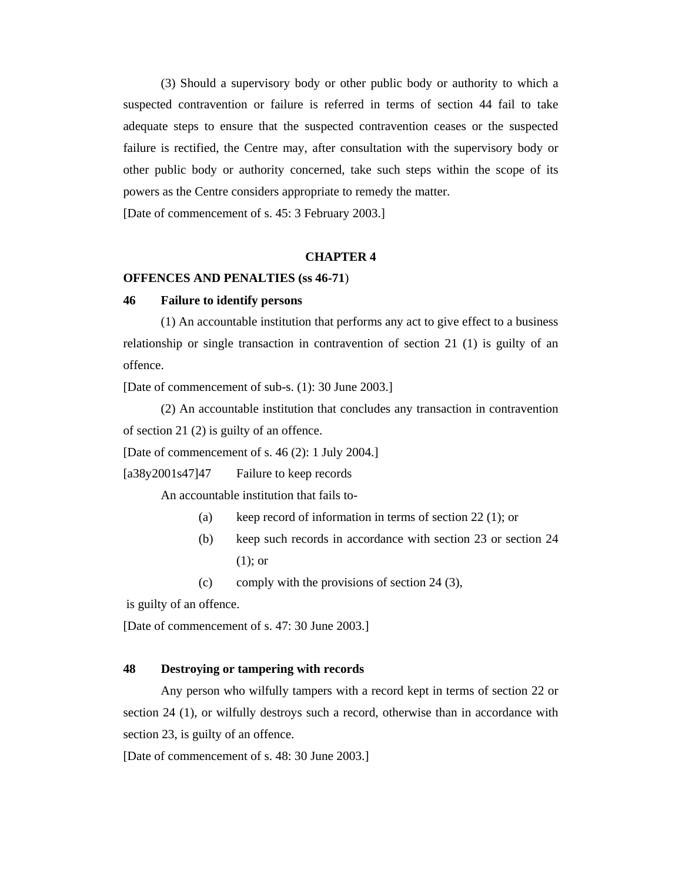(3) Should a supervisory body or other public body or authority to which a suspected contravention or failure is referred in terms of section 44 fail to take adequate steps to ensure that the suspected contravention ceases or the suspected failure is rectified, the Centre may, after consultation with the supervisory body or other public body or authority concerned, take such steps within the scope of its powers as the Centre considers appropriate to remedy the matter.

[Date of commencement of s. 45: 3 February 2003.]

## CHAPTER 4

## OFFENCES AND PENALTIES (ss 46-71)

### 46 Failure to identify persons

(1) An accountable institution that performs any act to give effect to a business relationship or single transaction in contravention of section 21 (1) is guilty of an offence.

[Date of commencement of sub-s. (1): 30 June 2003.]

(2) An accountable institution that concludes any transaction in contravention of section 21 (2) is guilty of an offence.

[Date of commencement of s. 46 (2): 1 July 2004.]

[a38y2001s47]47 Failure to keep records

An accountable institution that fails to-

(a) keep record of information in terms of section 22 (1); or

(b) keep such records in accordance with section 23 or section 24 (1); or

(c) comply with the provisions of section 24 (3),

is guilty of an offence.

[Date of commencement of s. 47: 30 June 2003.]

### 48 Destroying or tampering with records

Any person who wilfully tampers with a record kept in terms of section 22 or section 24 (1), or wilfully destroys such a record, otherwise than in accordance with section 23, is guilty of an offence.

[Date of commencement of s. 48: 30 June 2003.]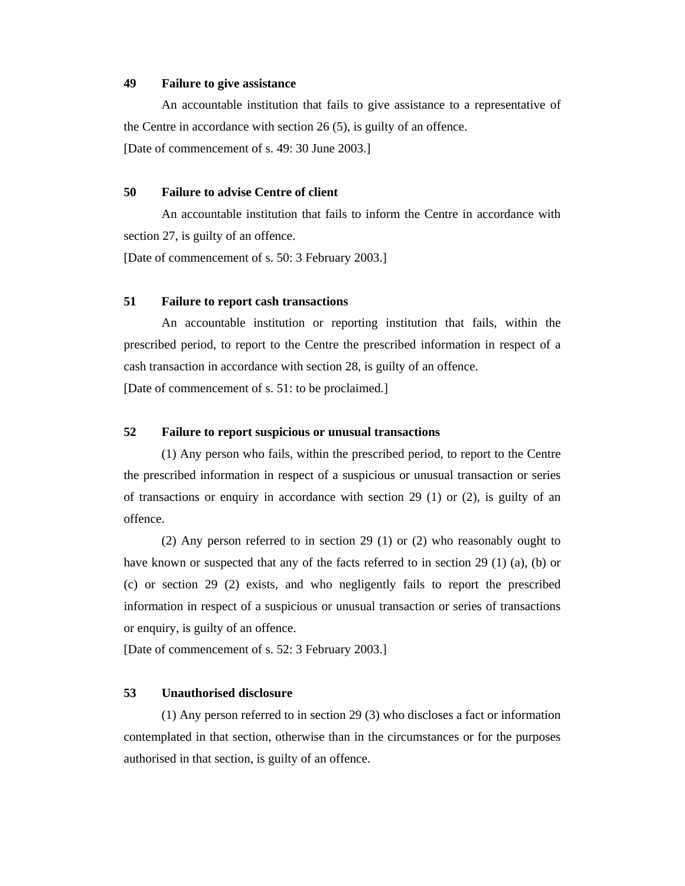**49 Failure to give assistance**

An accountable institution that fails to give assistance to a representative of the Centre in accordance with section 26 (5), is guilty of an offence.

[Date of commencement of s. 49: 30 June 2003.]

**50 Failure to advise Centre of client**

An accountable institution that fails to inform the Centre in accordance with section 27, is guilty of an offence.

[Date of commencement of s. 50: 3 February 2003.]

**51 Failure to report cash transactions**

An accountable institution or reporting institution that fails, within the prescribed period, to report to the Centre the prescribed information in respect of a cash transaction in accordance with section 28, is guilty of an offence.

[Date of commencement of s. 51: to be proclaimed.]

**52 Failure to report suspicious or unusual transactions**

(1) Any person who fails, within the prescribed period, to report to the Centre the prescribed information in respect of a suspicious or unusual transaction or series of transactions or enquiry in accordance with section 29 (1) or (2), is guilty of an offence.

(2) Any person referred to in section 29 (1) or (2) who reasonably ought to have known or suspected that any of the facts referred to in section 29 (1) (a), (b) or (c) or section 29 (2) exists, and who negligently fails to report the prescribed information in respect of a suspicious or unusual transaction or series of transactions or enquiry, is guilty of an offence.

[Date of commencement of s. 52: 3 February 2003.]

**53 Unauthorised disclosure**

(1) Any person referred to in section 29 (3) who discloses a fact or information contemplated in that section, otherwise than in the circumstances or for the purposes authorised in that section, is guilty of an offence.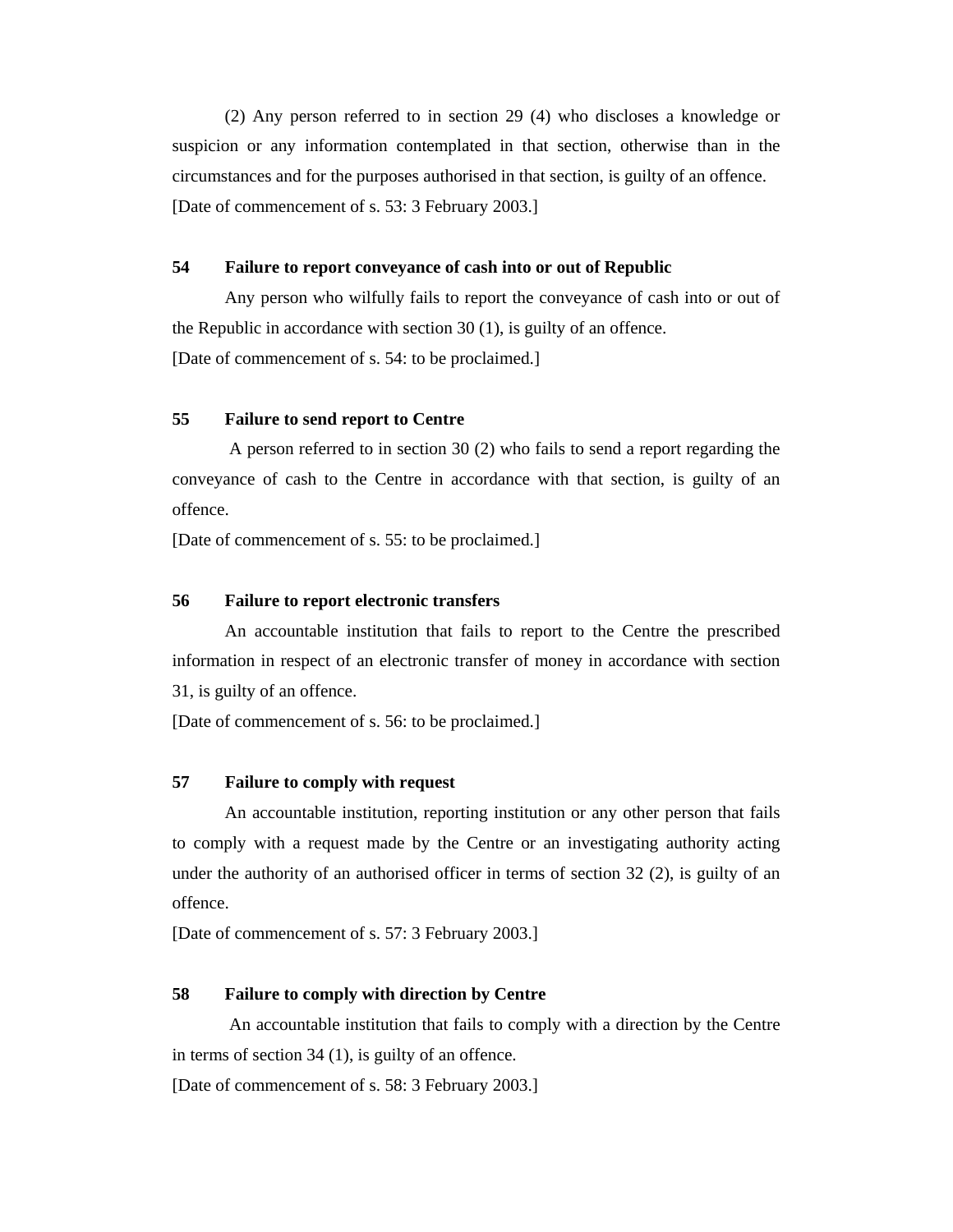(2) Any person referred to in section 29 (4) who discloses a knowledge or suspicion or any information contemplated in that section, otherwise than in the circumstances and for the purposes authorised in that section, is guilty of an offence.

[Date of commencement of s. 53: 3 February 2003.]

**54 Failure to report conveyance of cash into or out of Republic**

Any person who wilfully fails to report the conveyance of cash into or out of the Republic in accordance with section 30 (1), is guilty of an offence.

[Date of commencement of s. 54: to be proclaimed.]

**55 Failure to send report to Centre**

A person referred to in section 30 (2) who fails to send a report regarding the conveyance of cash to the Centre in accordance with that section, is guilty of an offence.

[Date of commencement of s. 55: to be proclaimed.]

**56 Failure to report electronic transfers**

An accountable institution that fails to report to the Centre the prescribed information in respect of an electronic transfer of money in accordance with section 31, is guilty of an offence.

[Date of commencement of s. 56: to be proclaimed.]

**57 Failure to comply with request**

An accountable institution, reporting institution or any other person that fails to comply with a request made by the Centre or an investigating authority acting under the authority of an authorised officer in terms of section 32 (2), is guilty of an offence.

[Date of commencement of s. 57: 3 February 2003.]

**58 Failure to comply with direction by Centre**

An accountable institution that fails to comply with a direction by the Centre in terms of section 34 (1), is guilty of an offence.

[Date of commencement of s. 58: 3 February 2003.]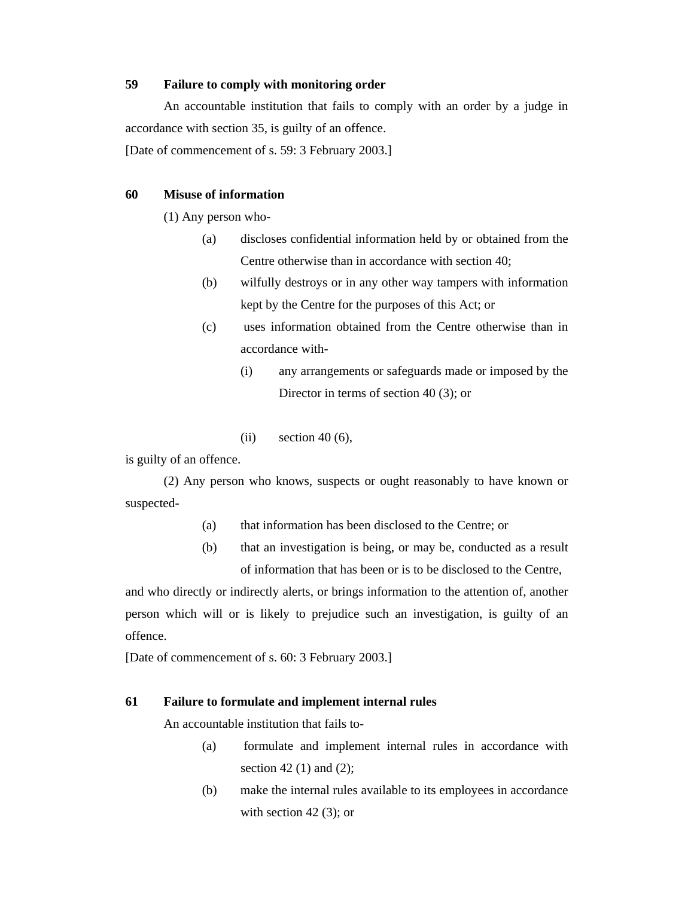**59 Failure to comply with monitoring order**

An accountable institution that fails to comply with an order by a judge in accordance with section 35, is guilty of an offence.

[Date of commencement of s. 59: 3 February 2003.]

**60 Misuse of information**

(1) Any person who-

- (a) discloses confidential information held by or obtained from the Centre otherwise than in accordance with section 40;
- (b) wilfully destroys or in any other way tampers with information kept by the Centre for the purposes of this Act; or
- (c) uses information obtained from the Centre otherwise than in accordance with-
  - (i) any arrangements or safeguards made or imposed by the Director in terms of section 40 (3); or
  - (ii) section 40 (6),

is guilty of an offence.

(2) Any person who knows, suspects or ought reasonably to have known or suspected-

- (a) that information has been disclosed to the Centre; or
- (b) that an investigation is being, or may be, conducted as a result of information that has been or is to be disclosed to the Centre,

and who directly or indirectly alerts, or brings information to the attention of, another person which will or is likely to prejudice such an investigation, is guilty of an offence.

[Date of commencement of s. 60: 3 February 2003.]

**61 Failure to formulate and implement internal rules**

An accountable institution that fails to-

- (a) formulate and implement internal rules in accordance with section 42 (1) and (2);
- (b) make the internal rules available to its employees in accordance with section 42 (3); or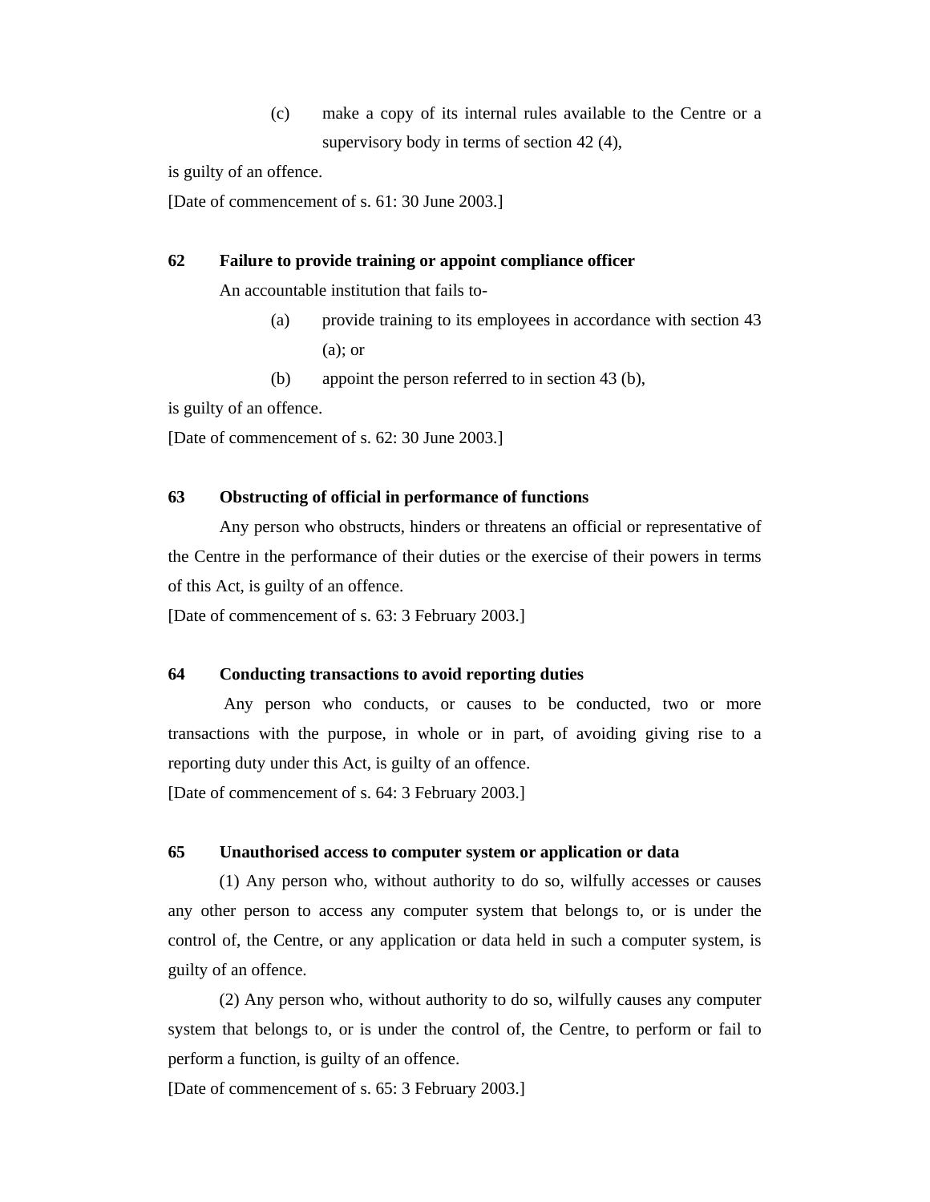(c) make a copy of its internal rules available to the Centre or a supervisory body in terms of section 42 (4),

is guilty of an offence.

[Date of commencement of s. 61: 30 June 2003.]

**62 Failure to provide training or appoint compliance officer**

An accountable institution that fails to-

(a) provide training to its employees in accordance with section 43 (a); or

(b) appoint the person referred to in section 43 (b),

is guilty of an offence.

[Date of commencement of s. 62: 30 June 2003.]

**63 Obstructing of official in performance of functions**

Any person who obstructs, hinders or threatens an official or representative of the Centre in the performance of their duties or the exercise of their powers in terms of this Act, is guilty of an offence.

[Date of commencement of s. 63: 3 February 2003.]

**64 Conducting transactions to avoid reporting duties**

Any person who conducts, or causes to be conducted, two or more transactions with the purpose, in whole or in part, of avoiding giving rise to a reporting duty under this Act, is guilty of an offence.

[Date of commencement of s. 64: 3 February 2003.]

**65 Unauthorised access to computer system or application or data**

(1) Any person who, without authority to do so, wilfully accesses or causes any other person to access any computer system that belongs to, or is under the control of, the Centre, or any application or data held in such a computer system, is guilty of an offence.

(2) Any person who, without authority to do so, wilfully causes any computer system that belongs to, or is under the control of, the Centre, to perform or fail to perform a function, is guilty of an offence.

[Date of commencement of s. 65: 3 February 2003.]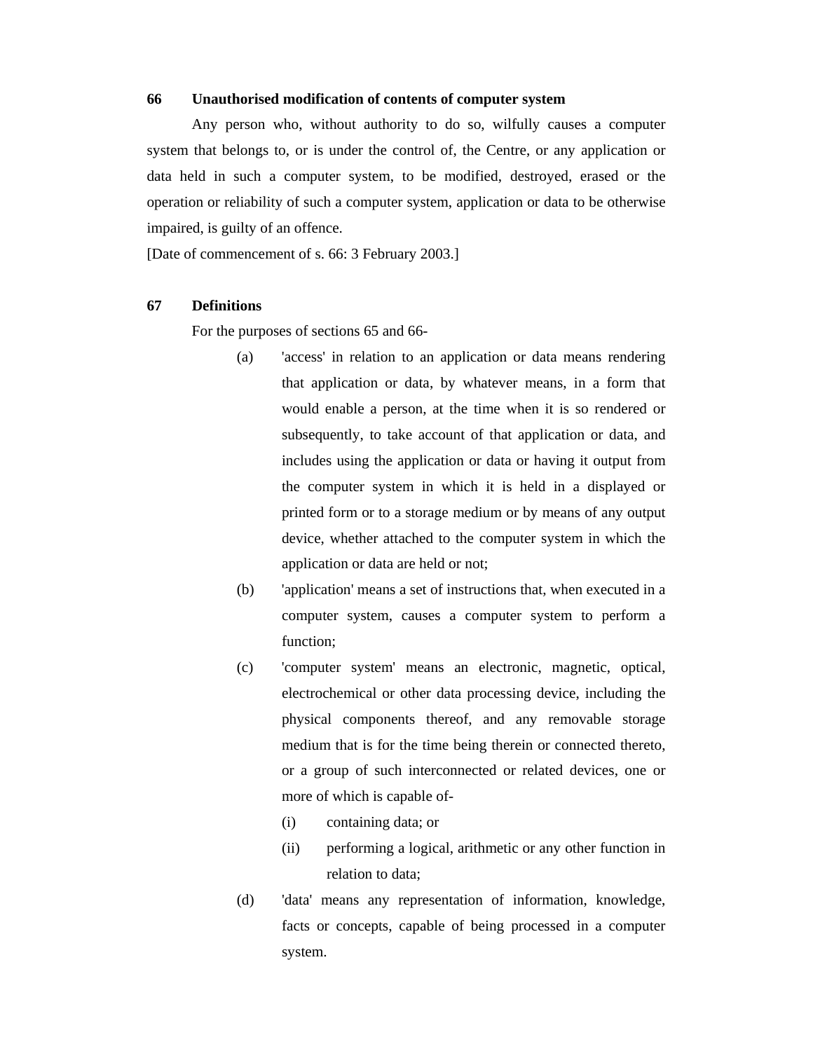**66 Unauthorised modification of contents of computer system**

Any person who, without authority to do so, wilfully causes a computer system that belongs to, or is under the control of, the Centre, or any application or data held in such a computer system, to be modified, destroyed, erased or the operation or reliability of such a computer system, application or data to be otherwise impaired, is guilty of an offence.

[Date of commencement of s. 66: 3 February 2003.]

**67 Definitions**

For the purposes of sections 65 and 66-

(a) 'access' in relation to an application or data means rendering that application or data, by whatever means, in a form that would enable a person, at the time when it is so rendered or subsequently, to take account of that application or data, and includes using the application or data or having it output from the computer system in which it is held in a displayed or printed form or to a storage medium or by means of any output device, whether attached to the computer system in which the application or data are held or not;

(b) 'application' means a set of instructions that, when executed in a computer system, causes a computer system to perform a function;

(c) 'computer system' means an electronic, magnetic, optical, electrochemical or other data processing device, including the physical components thereof, and any removable storage medium that is for the time being therein or connected thereto, or a group of such interconnected or related devices, one or more of which is capable of-

(i) containing data; or

(ii) performing a logical, arithmetic or any other function in relation to data;

(d) 'data' means any representation of information, knowledge, facts or concepts, capable of being processed in a computer system.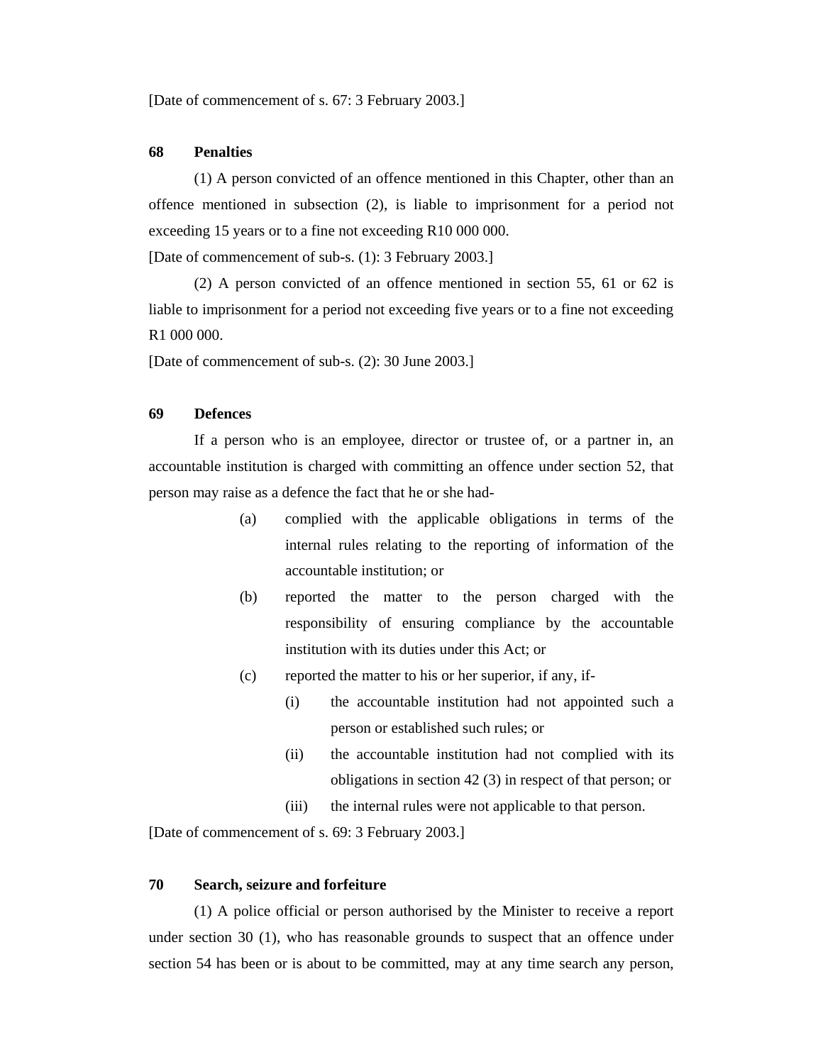[Date of commencement of s. 67: 3 February 2003.]

### 68 Penalties

(1) A person convicted of an offence mentioned in this Chapter, other than an offence mentioned in subsection (2), is liable to imprisonment for a period not exceeding 15 years or to a fine not exceeding R10 000 000.

[Date of commencement of sub-s. (1): 3 February 2003.]

(2) A person convicted of an offence mentioned in section 55, 61 or 62 is liable to imprisonment for a period not exceeding five years or to a fine not exceeding R1 000 000.

[Date of commencement of sub-s. (2): 30 June 2003.]

### 69 Defences

If a person who is an employee, director or trustee of, or a partner in, an accountable institution is charged with committing an offence under section 52, that person may raise as a defence the fact that he or she had-

(a) complied with the applicable obligations in terms of the internal rules relating to the reporting of information of the accountable institution; or

(b) reported the matter to the person charged with the responsibility of ensuring compliance by the accountable institution with its duties under this Act; or

(c) reported the matter to his or her superior, if any, if-

  (i) the accountable institution had not appointed such a person or established such rules; or

  (ii) the accountable institution had not complied with its obligations in section 42 (3) in respect of that person; or

  (iii) the internal rules were not applicable to that person.

[Date of commencement of s. 69: 3 February 2003.]

### 70 Search, seizure and forfeiture

(1) A police official or person authorised by the Minister to receive a report under section 30 (1), who has reasonable grounds to suspect that an offence under section 54 has been or is about to be committed, may at any time search any person,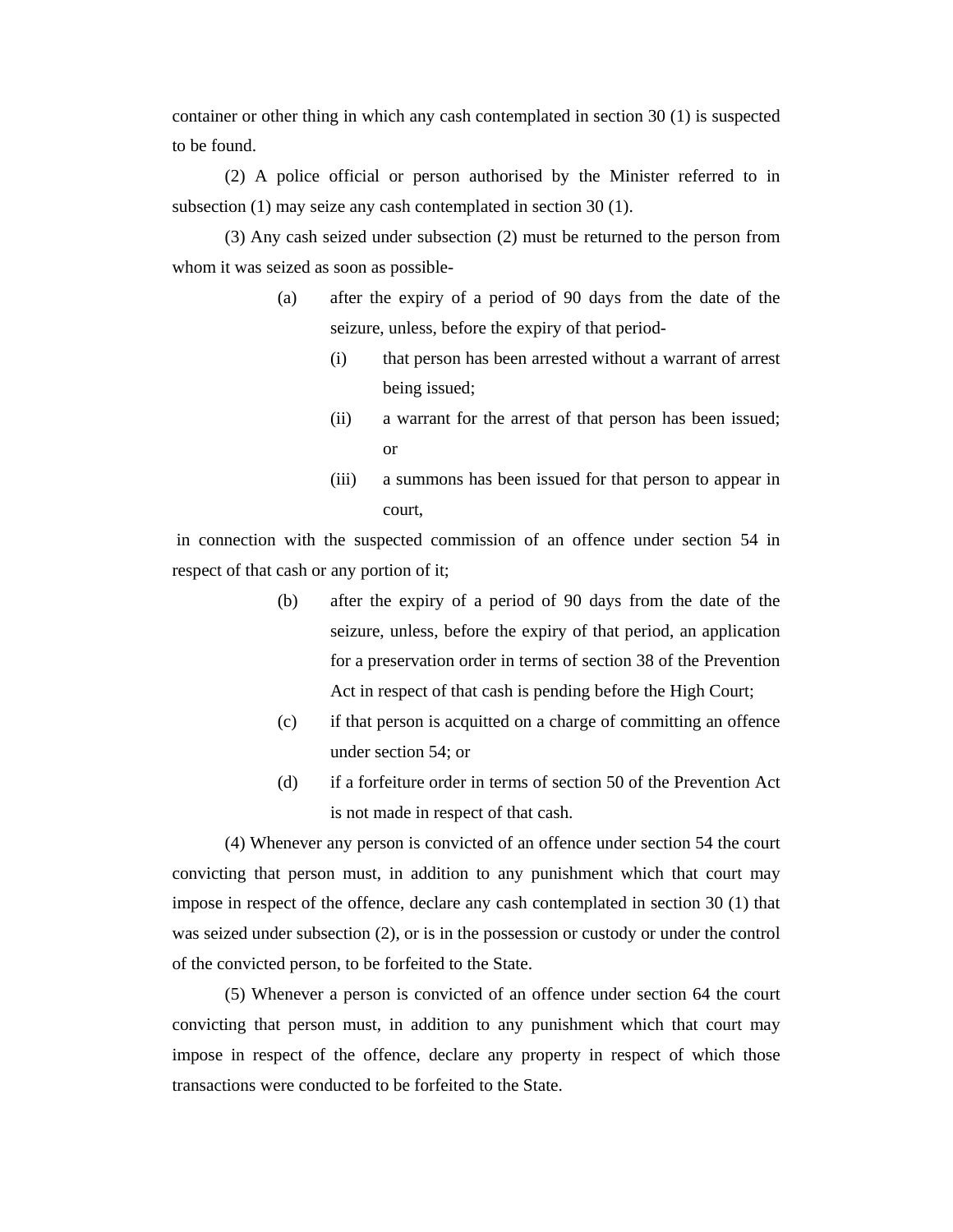container or other thing in which any cash contemplated in section 30 (1) is suspected to be found.

(2) A police official or person authorised by the Minister referred to in subsection (1) may seize any cash contemplated in section 30 (1).

(3) Any cash seized under subsection (2) must be returned to the person from whom it was seized as soon as possible-

(a) after the expiry of a period of 90 days from the date of the seizure, unless, before the expiry of that period-

(i) that person has been arrested without a warrant of arrest being issued;

(ii) a warrant for the arrest of that person has been issued; or

(iii) a summons has been issued for that person to appear in court,

in connection with the suspected commission of an offence under section 54 in respect of that cash or any portion of it;

(b) after the expiry of a period of 90 days from the date of the seizure, unless, before the expiry of that period, an application for a preservation order in terms of section 38 of the Prevention Act in respect of that cash is pending before the High Court;

(c) if that person is acquitted on a charge of committing an offence under section 54; or

(d) if a forfeiture order in terms of section 50 of the Prevention Act is not made in respect of that cash.

(4) Whenever any person is convicted of an offence under section 54 the court convicting that person must, in addition to any punishment which that court may impose in respect of the offence, declare any cash contemplated in section 30 (1) that was seized under subsection (2), or is in the possession or custody or under the control of the convicted person, to be forfeited to the State.

(5) Whenever a person is convicted of an offence under section 64 the court convicting that person must, in addition to any punishment which that court may impose in respect of the offence, declare any property in respect of which those transactions were conducted to be forfeited to the State.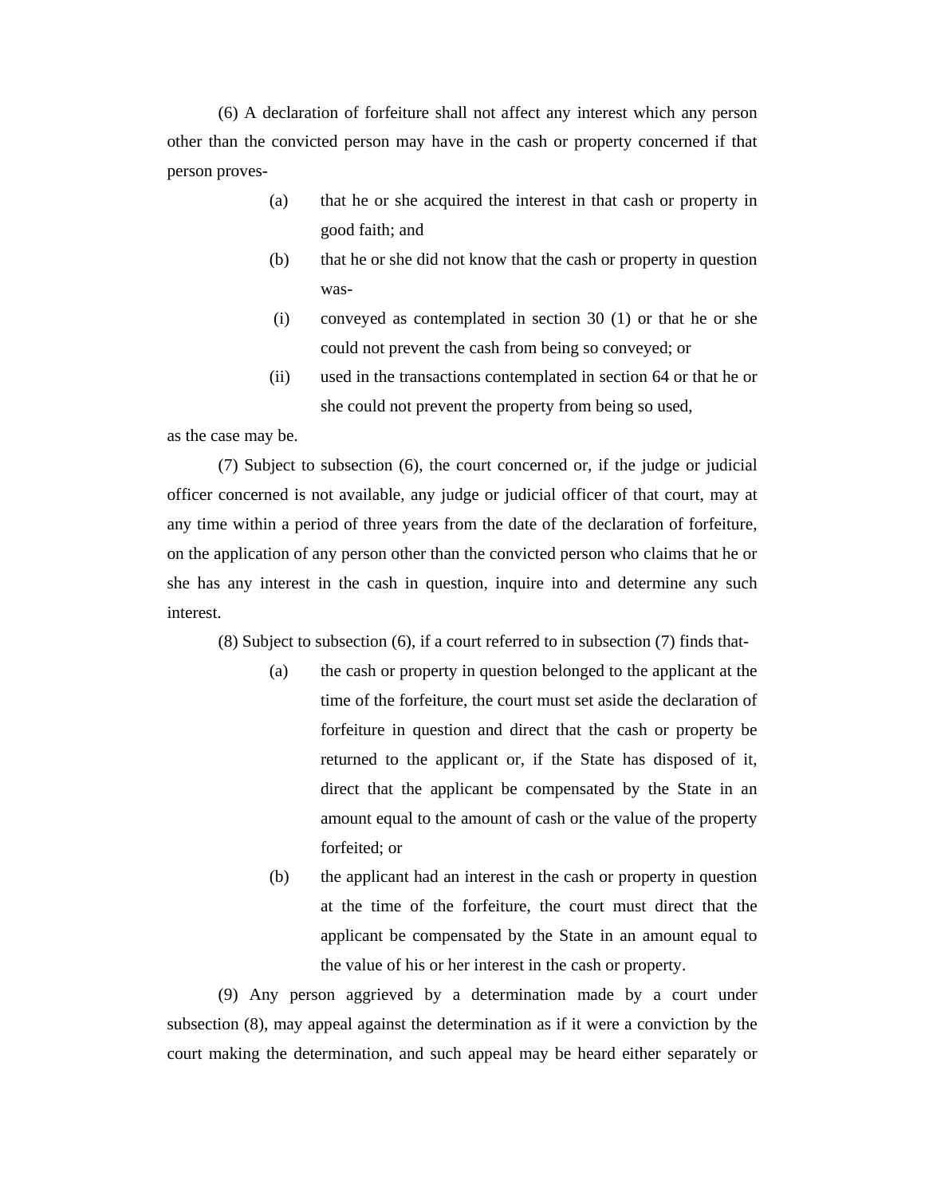(6) A declaration of forfeiture shall not affect any interest which any person other than the convicted person may have in the cash or property concerned if that person proves-

(a) that he or she acquired the interest in that cash or property in good faith; and

(b) that he or she did not know that the cash or property in question was-

(i) conveyed as contemplated in section 30 (1) or that he or she could not prevent the cash from being so conveyed; or

(ii) used in the transactions contemplated in section 64 or that he or she could not prevent the property from being so used,

as the case may be.

(7) Subject to subsection (6), the court concerned or, if the judge or judicial officer concerned is not available, any judge or judicial officer of that court, may at any time within a period of three years from the date of the declaration of forfeiture, on the application of any person other than the convicted person who claims that he or she has any interest in the cash in question, inquire into and determine any such interest.

(8) Subject to subsection (6), if a court referred to in subsection (7) finds that-

(a) the cash or property in question belonged to the applicant at the time of the forfeiture, the court must set aside the declaration of forfeiture in question and direct that the cash or property be returned to the applicant or, if the State has disposed of it, direct that the applicant be compensated by the State in an amount equal to the amount of cash or the value of the property forfeited; or

(b) the applicant had an interest in the cash or property in question at the time of the forfeiture, the court must direct that the applicant be compensated by the State in an amount equal to the value of his or her interest in the cash or property.

(9) Any person aggrieved by a determination made by a court under subsection (8), may appeal against the determination as if it were a conviction by the court making the determination, and such appeal may be heard either separately or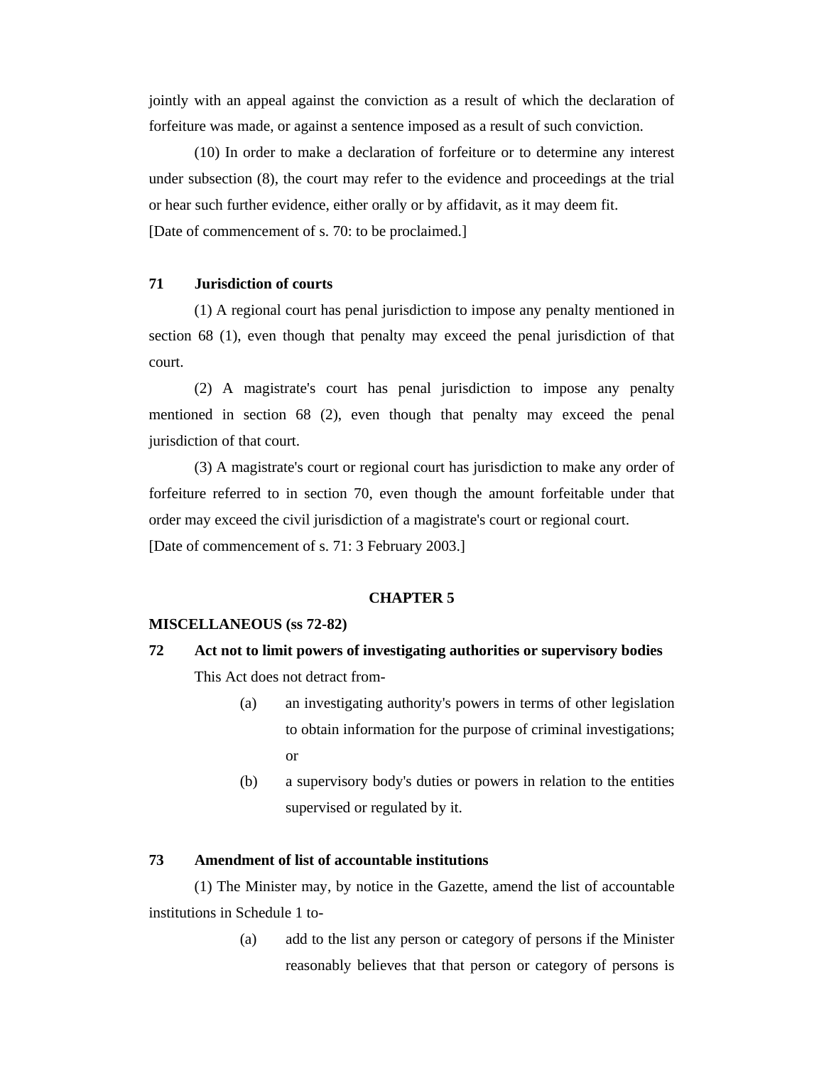jointly with an appeal against the conviction as a result of which the declaration of forfeiture was made, or against a sentence imposed as a result of such conviction.

(10) In order to make a declaration of forfeiture or to determine any interest under subsection (8), the court may refer to the evidence and proceedings at the trial or hear such further evidence, either orally or by affidavit, as it may deem fit.

[Date of commencement of s. 70: to be proclaimed.]

**71 Jurisdiction of courts**

(1) A regional court has penal jurisdiction to impose any penalty mentioned in section 68 (1), even though that penalty may exceed the penal jurisdiction of that court.

(2) A magistrate's court has penal jurisdiction to impose any penalty mentioned in section 68 (2), even though that penalty may exceed the penal jurisdiction of that court.

(3) A magistrate's court or regional court has jurisdiction to make any order of forfeiture referred to in section 70, even though the amount forfeitable under that order may exceed the civil jurisdiction of a magistrate's court or regional court.

[Date of commencement of s. 71: 3 February 2003.]

## CHAPTER 5

**MISCELLANEOUS (ss 72-82)**

**72 Act not to limit powers of investigating authorities or supervisory bodies**

This Act does not detract from-

(a) an investigating authority's powers in terms of other legislation to obtain information for the purpose of criminal investigations; or

(b) a supervisory body's duties or powers in relation to the entities supervised or regulated by it.

**73 Amendment of list of accountable institutions**

(1) The Minister may, by notice in the Gazette, amend the list of accountable institutions in Schedule 1 to-

(a) add to the list any person or category of persons if the Minister reasonably believes that that person or category of persons is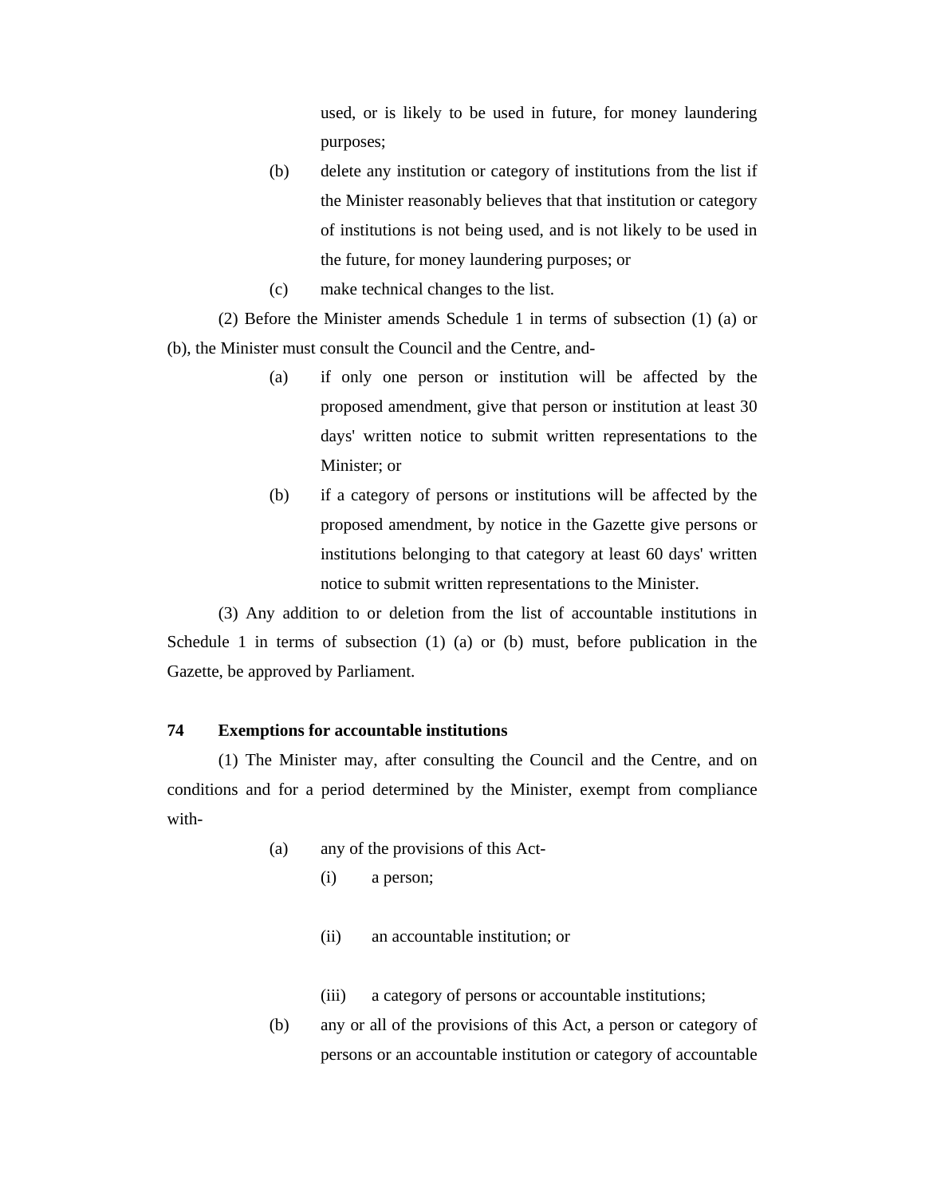used, or is likely to be used in future, for money laundering purposes;

(b) delete any institution or category of institutions from the list if the Minister reasonably believes that that institution or category of institutions is not being used, and is not likely to be used in the future, for money laundering purposes; or

(c) make technical changes to the list.

(2) Before the Minister amends Schedule 1 in terms of subsection (1) (a) or (b), the Minister must consult the Council and the Centre, and-

(a) if only one person or institution will be affected by the proposed amendment, give that person or institution at least 30 days' written notice to submit written representations to the Minister; or

(b) if a category of persons or institutions will be affected by the proposed amendment, by notice in the Gazette give persons or institutions belonging to that category at least 60 days' written notice to submit written representations to the Minister.

(3) Any addition to or deletion from the list of accountable institutions in Schedule 1 in terms of subsection (1) (a) or (b) must, before publication in the Gazette, be approved by Parliament.

**74 Exemptions for accountable institutions**

(1) The Minister may, after consulting the Council and the Centre, and on conditions and for a period determined by the Minister, exempt from compliance with-

(a) any of the provisions of this Act-

(i) a person;

(ii) an accountable institution; or

(iii) a category of persons or accountable institutions;

(b) any or all of the provisions of this Act, a person or category of persons or an accountable institution or category of accountable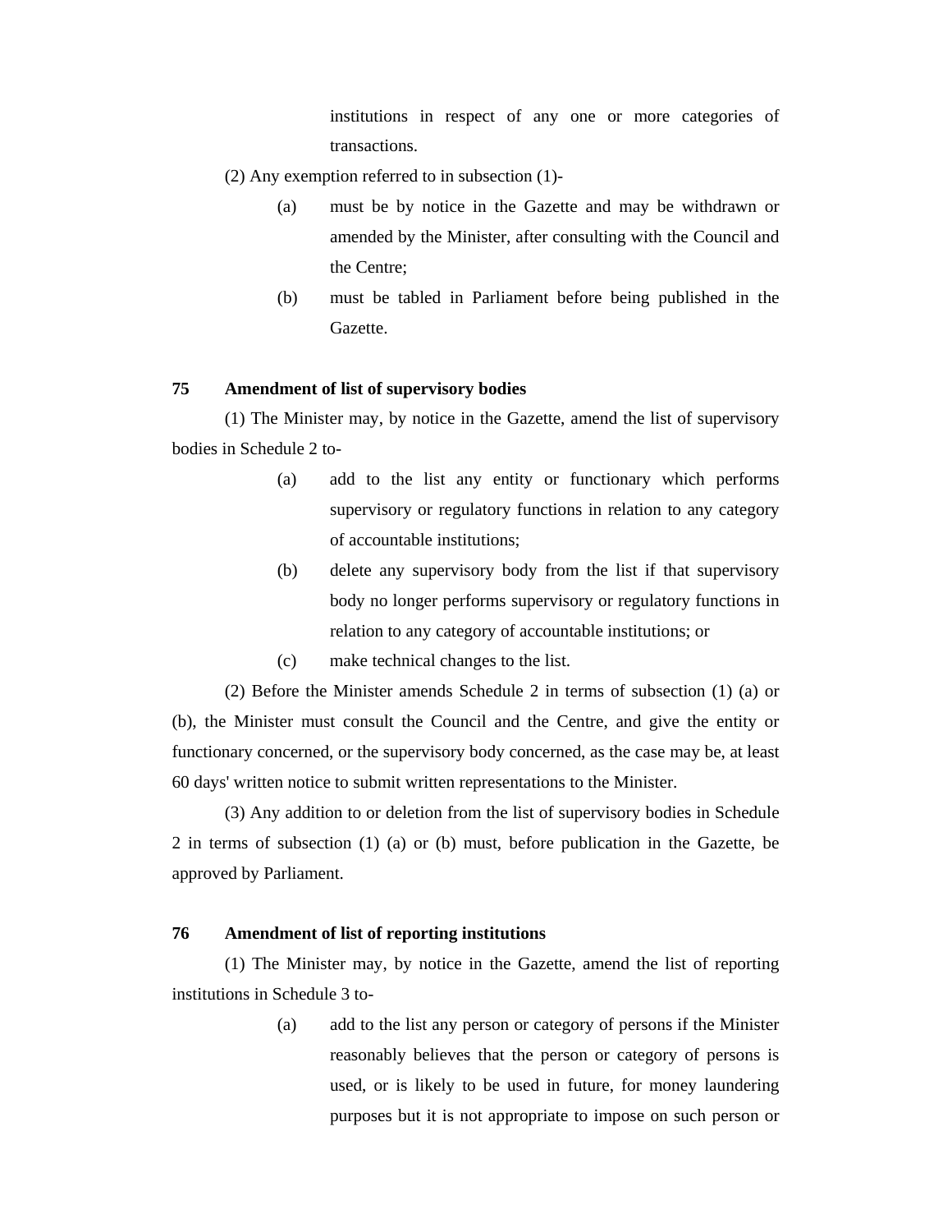institutions in respect of any one or more categories of transactions.

(2) Any exemption referred to in subsection (1)-

(a) must be by notice in the Gazette and may be withdrawn or amended by the Minister, after consulting with the Council and the Centre;

(b) must be tabled in Parliament before being published in the Gazette.

**75 Amendment of list of supervisory bodies**

(1) The Minister may, by notice in the Gazette, amend the list of supervisory bodies in Schedule 2 to-

(a) add to the list any entity or functionary which performs supervisory or regulatory functions in relation to any category of accountable institutions;

(b) delete any supervisory body from the list if that supervisory body no longer performs supervisory or regulatory functions in relation to any category of accountable institutions; or

(c) make technical changes to the list.

(2) Before the Minister amends Schedule 2 in terms of subsection (1) (a) or (b), the Minister must consult the Council and the Centre, and give the entity or functionary concerned, or the supervisory body concerned, as the case may be, at least 60 days' written notice to submit written representations to the Minister.

(3) Any addition to or deletion from the list of supervisory bodies in Schedule 2 in terms of subsection (1) (a) or (b) must, before publication in the Gazette, be approved by Parliament.

**76 Amendment of list of reporting institutions**

(1) The Minister may, by notice in the Gazette, amend the list of reporting institutions in Schedule 3 to-

(a) add to the list any person or category of persons if the Minister reasonably believes that the person or category of persons is used, or is likely to be used in future, for money laundering purposes but it is not appropriate to impose on such person or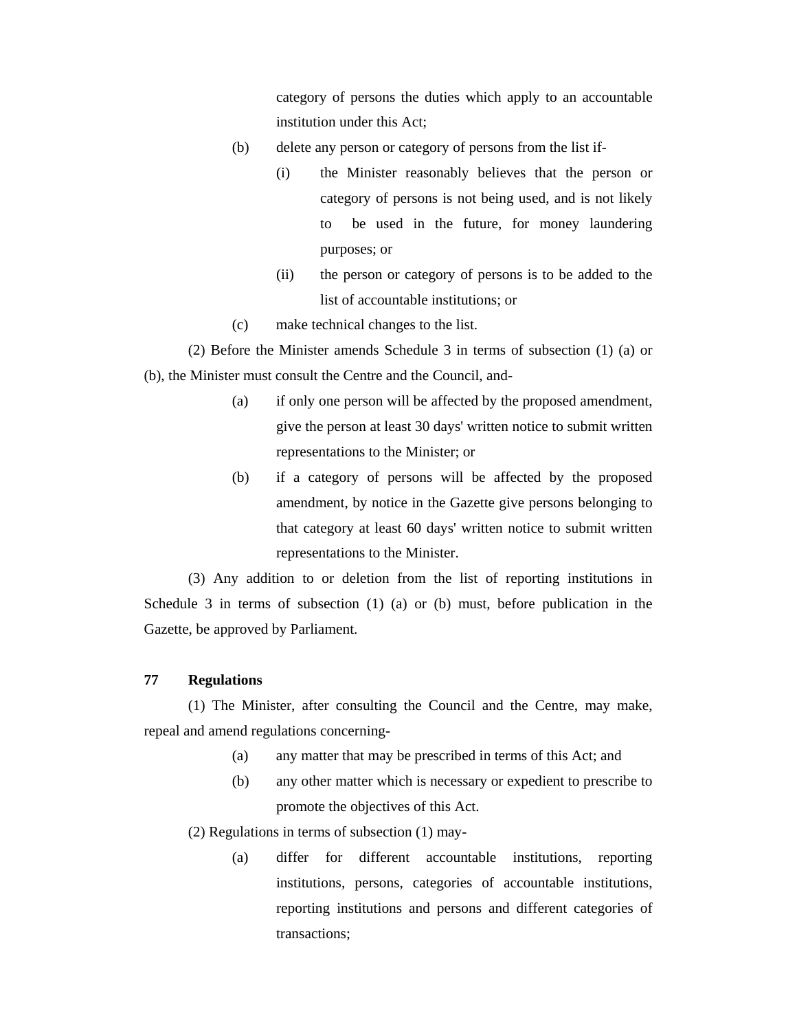category of persons the duties which apply to an accountable institution under this Act;

(b) delete any person or category of persons from the list if-

(i) the Minister reasonably believes that the person or category of persons is not being used, and is not likely to be used in the future, for money laundering purposes; or

(ii) the person or category of persons is to be added to the list of accountable institutions; or

(c) make technical changes to the list.

(2) Before the Minister amends Schedule 3 in terms of subsection (1) (a) or (b), the Minister must consult the Centre and the Council, and-

(a) if only one person will be affected by the proposed amendment, give the person at least 30 days' written notice to submit written representations to the Minister; or

(b) if a category of persons will be affected by the proposed amendment, by notice in the Gazette give persons belonging to that category at least 60 days' written notice to submit written representations to the Minister.

(3) Any addition to or deletion from the list of reporting institutions in Schedule 3 in terms of subsection (1) (a) or (b) must, before publication in the Gazette, be approved by Parliament.

**77 Regulations**

(1) The Minister, after consulting the Council and the Centre, may make, repeal and amend regulations concerning-

(a) any matter that may be prescribed in terms of this Act; and

(b) any other matter which is necessary or expedient to prescribe to promote the objectives of this Act.

(2) Regulations in terms of subsection (1) may-

(a) differ for different accountable institutions, reporting institutions, persons, categories of accountable institutions, reporting institutions and persons and different categories of transactions;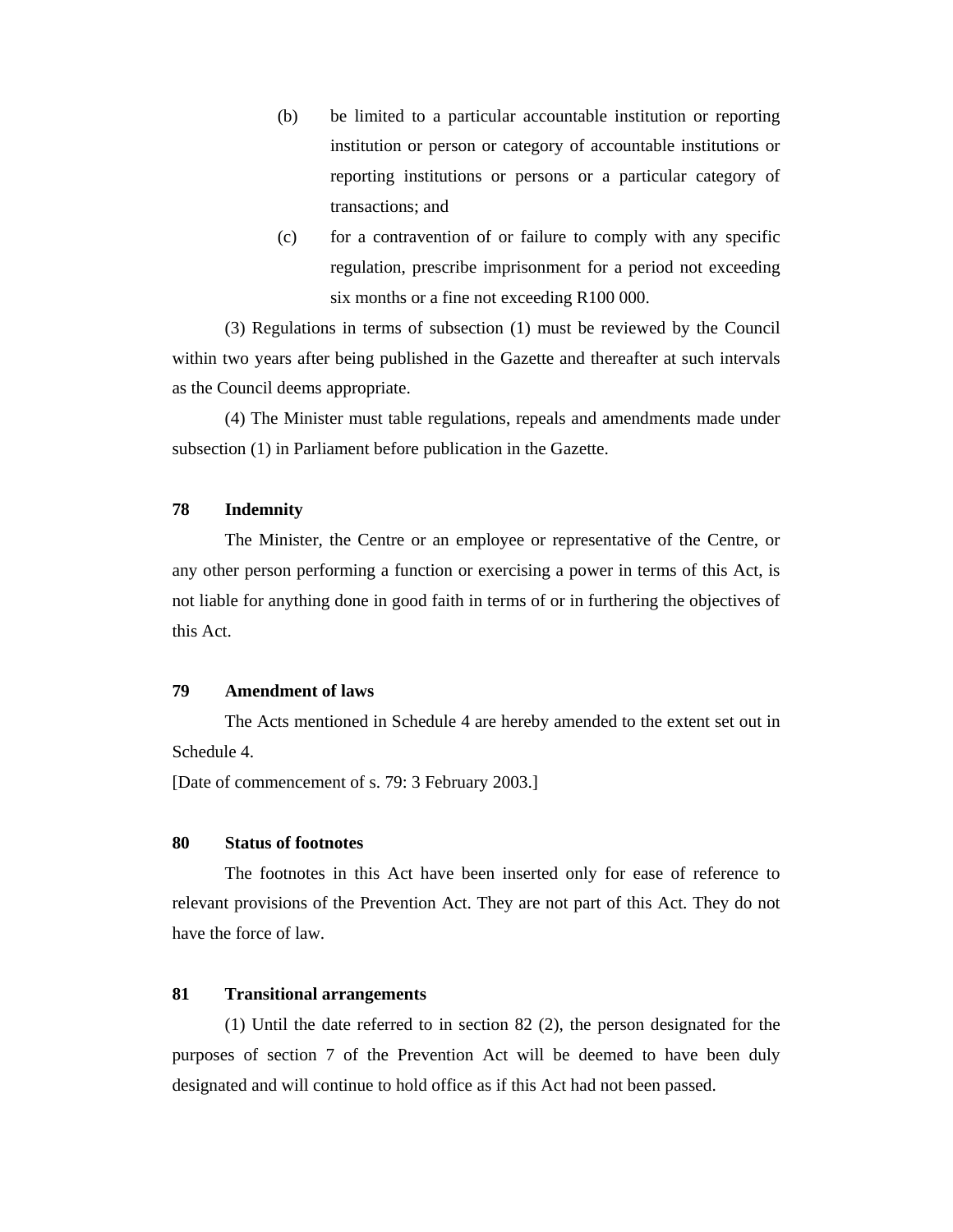(b) be limited to a particular accountable institution or reporting institution or person or category of accountable institutions or reporting institutions or persons or a particular category of transactions; and

(c) for a contravention of or failure to comply with any specific regulation, prescribe imprisonment for a period not exceeding six months or a fine not exceeding R100 000.

(3) Regulations in terms of subsection (1) must be reviewed by the Council within two years after being published in the Gazette and thereafter at such intervals as the Council deems appropriate.

(4) The Minister must table regulations, repeals and amendments made under subsection (1) in Parliament before publication in the Gazette.

**78 Indemnity**

The Minister, the Centre or an employee or representative of the Centre, or any other person performing a function or exercising a power in terms of this Act, is not liable for anything done in good faith in terms of or in furthering the objectives of this Act.

**79 Amendment of laws**

The Acts mentioned in Schedule 4 are hereby amended to the extent set out in Schedule 4.

[Date of commencement of s. 79: 3 February 2003.]

**80 Status of footnotes**

The footnotes in this Act have been inserted only for ease of reference to relevant provisions of the Prevention Act. They are not part of this Act. They do not have the force of law.

**81 Transitional arrangements**

(1) Until the date referred to in section 82 (2), the person designated for the purposes of section 7 of the Prevention Act will be deemed to have been duly designated and will continue to hold office as if this Act had not been passed.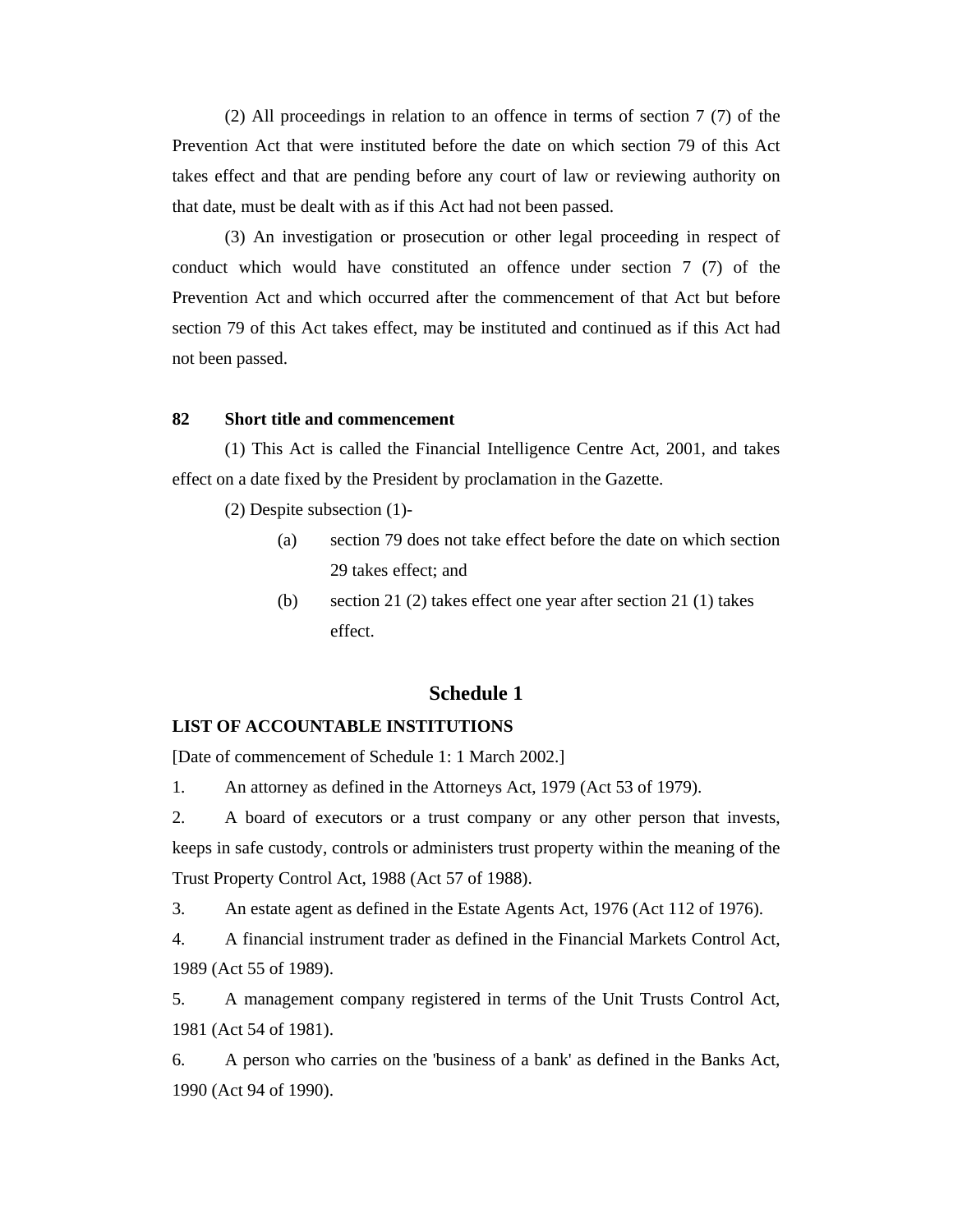(2) All proceedings in relation to an offence in terms of section 7 (7) of the Prevention Act that were instituted before the date on which section 79 of this Act takes effect and that are pending before any court of law or reviewing authority on that date, must be dealt with as if this Act had not been passed.

(3) An investigation or prosecution or other legal proceeding in respect of conduct which would have constituted an offence under section 7 (7) of the Prevention Act and which occurred after the commencement of that Act but before section 79 of this Act takes effect, may be instituted and continued as if this Act had not been passed.

**82 Short title and commencement**

(1) This Act is called the Financial Intelligence Centre Act, 2001, and takes effect on a date fixed by the President by proclamation in the Gazette.

(2) Despite subsection (1)-

(a) section 79 does not take effect before the date on which section 29 takes effect; and

(b) section 21 (2) takes effect one year after section 21 (1) takes effect.

## Schedule 1

**LIST OF ACCOUNTABLE INSTITUTIONS**

[Date of commencement of Schedule 1: 1 March 2002.]

1. An attorney as defined in the Attorneys Act, 1979 (Act 53 of 1979).

2. A board of executors or a trust company or any other person that invests, keeps in safe custody, controls or administers trust property within the meaning of the Trust Property Control Act, 1988 (Act 57 of 1988).

3. An estate agent as defined in the Estate Agents Act, 1976 (Act 112 of 1976).

4. A financial instrument trader as defined in the Financial Markets Control Act, 1989 (Act 55 of 1989).

5. A management company registered in terms of the Unit Trusts Control Act, 1981 (Act 54 of 1981).

6. A person who carries on the 'business of a bank' as defined in the Banks Act, 1990 (Act 94 of 1990).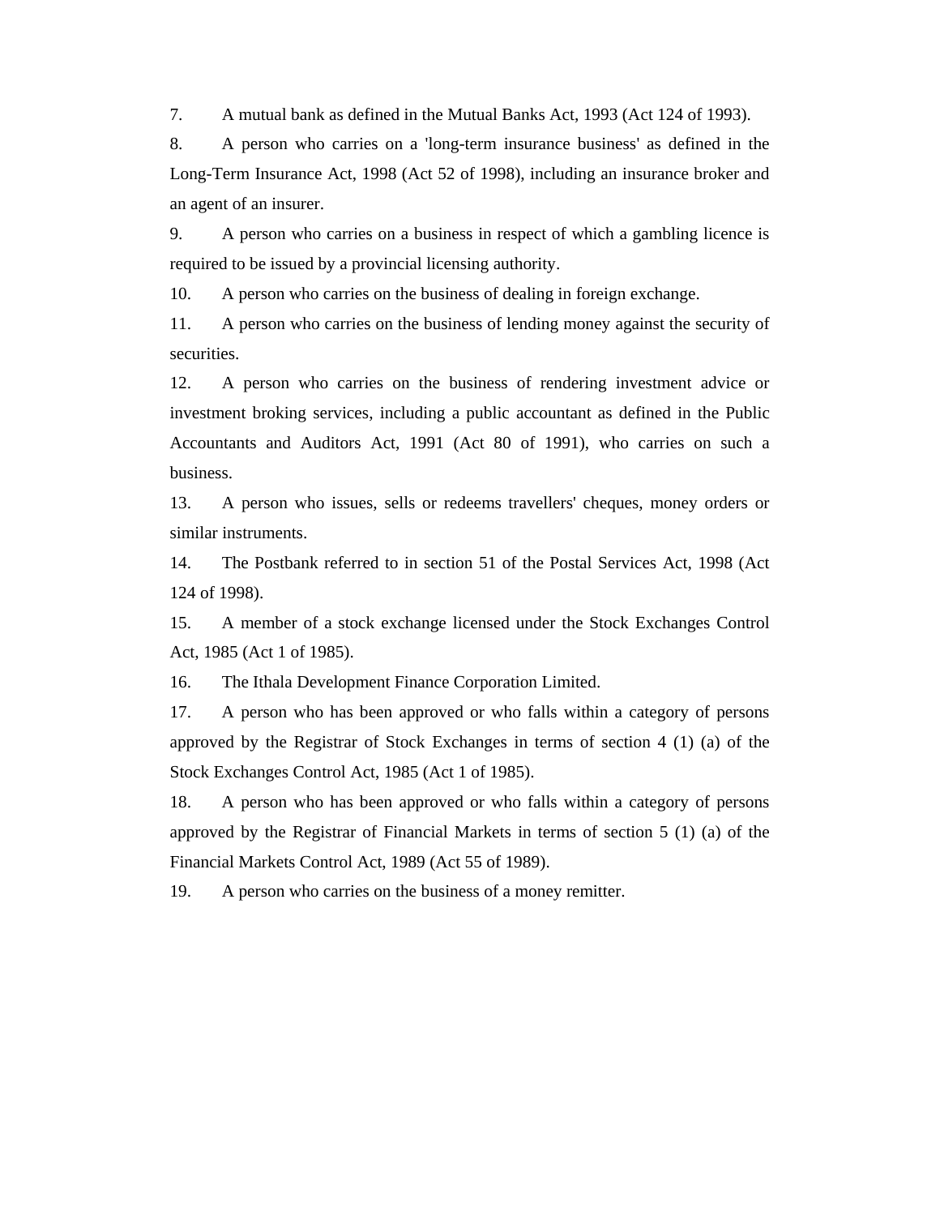7. A mutual bank as defined in the Mutual Banks Act, 1993 (Act 124 of 1993).

8. A person who carries on a 'long-term insurance business' as defined in the Long-Term Insurance Act, 1998 (Act 52 of 1998), including an insurance broker and an agent of an insurer.

9. A person who carries on a business in respect of which a gambling licence is required to be issued by a provincial licensing authority.

10. A person who carries on the business of dealing in foreign exchange.

11. A person who carries on the business of lending money against the security of securities.

12. A person who carries on the business of rendering investment advice or investment broking services, including a public accountant as defined in the Public Accountants and Auditors Act, 1991 (Act 80 of 1991), who carries on such a business.

13. A person who issues, sells or redeems travellers' cheques, money orders or similar instruments.

14. The Postbank referred to in section 51 of the Postal Services Act, 1998 (Act 124 of 1998).

15. A member of a stock exchange licensed under the Stock Exchanges Control Act, 1985 (Act 1 of 1985).

16. The Ithala Development Finance Corporation Limited.

17. A person who has been approved or who falls within a category of persons approved by the Registrar of Stock Exchanges in terms of section 4 (1) (a) of the Stock Exchanges Control Act, 1985 (Act 1 of 1985).

18. A person who has been approved or who falls within a category of persons approved by the Registrar of Financial Markets in terms of section 5 (1) (a) of the Financial Markets Control Act, 1989 (Act 55 of 1989).

19. A person who carries on the business of a money remitter.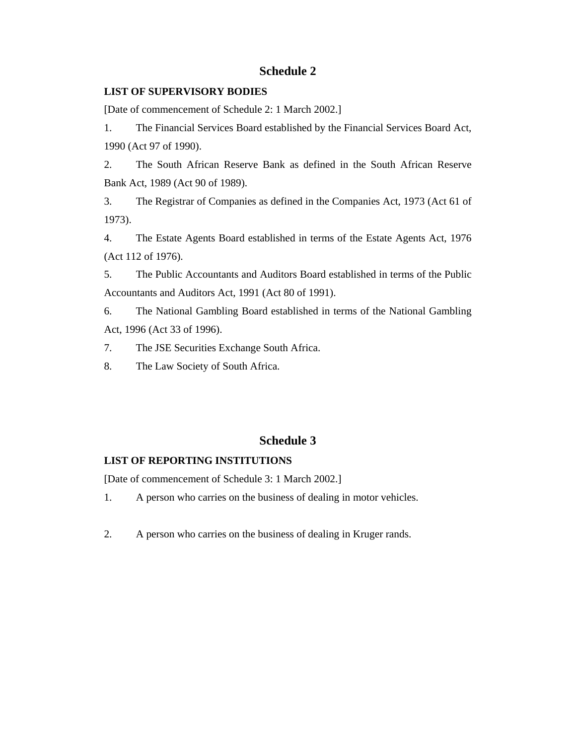# Schedule 2

**LIST OF SUPERVISORY BODIES**

[Date of commencement of Schedule 2: 1 March 2002.]

1. The Financial Services Board established by the Financial Services Board Act, 1990 (Act 97 of 1990).
2. The South African Reserve Bank as defined in the South African Reserve Bank Act, 1989 (Act 90 of 1989).
3. The Registrar of Companies as defined in the Companies Act, 1973 (Act 61 of 1973).
4. The Estate Agents Board established in terms of the Estate Agents Act, 1976 (Act 112 of 1976).
5. The Public Accountants and Auditors Board established in terms of the Public Accountants and Auditors Act, 1991 (Act 80 of 1991).
6. The National Gambling Board established in terms of the National Gambling Act, 1996 (Act 33 of 1996).
7. The JSE Securities Exchange South Africa.
8. The Law Society of South Africa.

# Schedule 3

**LIST OF REPORTING INSTITUTIONS**

[Date of commencement of Schedule 3: 1 March 2002.]

1. A person who carries on the business of dealing in motor vehicles.
2. A person who carries on the business of dealing in Kruger rands.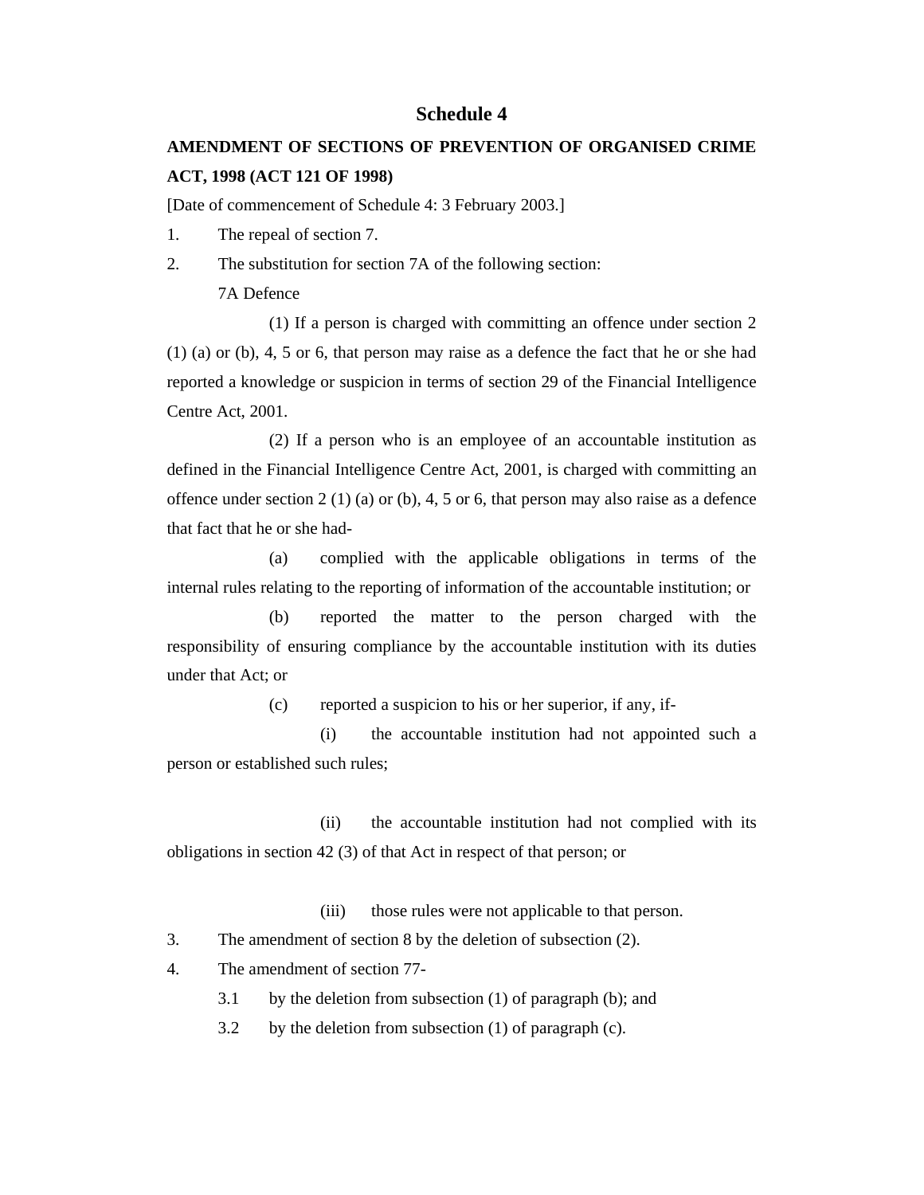# Schedule 4

**AMENDMENT OF SECTIONS OF PREVENTION OF ORGANISED CRIME ACT, 1998 (ACT 121 OF 1998)**

[Date of commencement of Schedule 4: 3 February 2003.]

1. The repeal of section 7.
2. The substitution for section 7A of the following section:

   7A Defence

   (1) If a person is charged with committing an offence under section 2 (1) (a) or (b), 4, 5 or 6, that person may raise as a defence the fact that he or she had reported a knowledge or suspicion in terms of section 29 of the Financial Intelligence Centre Act, 2001.

   (2) If a person who is an employee of an accountable institution as defined in the Financial Intelligence Centre Act, 2001, is charged with committing an offence under section 2 (1) (a) or (b), 4, 5 or 6, that person may also raise as a defence that fact that he or she had-

   (a) complied with the applicable obligations in terms of the internal rules relating to the reporting of information of the accountable institution; or

   (b) reported the matter to the person charged with the responsibility of ensuring compliance by the accountable institution with its duties under that Act; or

   (c) reported a suspicion to his or her superior, if any, if-

   (i) the accountable institution had not appointed such a person or established such rules;

   (ii) the accountable institution had not complied with its obligations in section 42 (3) of that Act in respect of that person; or

   (iii) those rules were not applicable to that person.

3. The amendment of section 8 by the deletion of subsection (2).
4. The amendment of section 77-

   3.1 by the deletion from subsection (1) of paragraph (b); and

   3.2 by the deletion from subsection (1) of paragraph (c).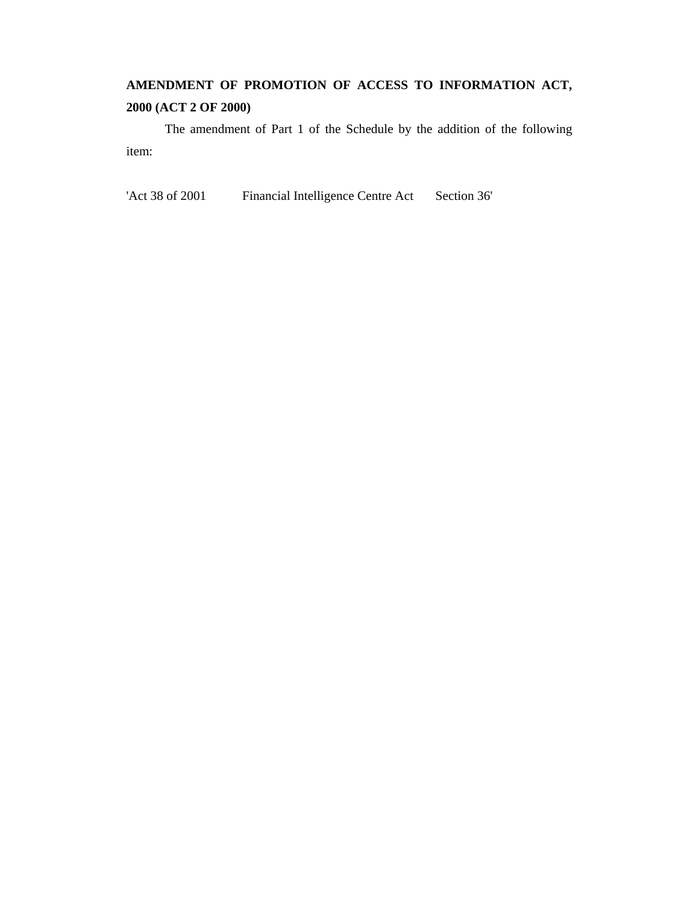**AMENDMENT OF PROMOTION OF ACCESS TO INFORMATION ACT, 2000 (ACT 2 OF 2000)**

The amendment of Part 1 of the Schedule by the addition of the following item:

| | | |
|---|---|---|
| 'Act 38 of 2001 | Financial Intelligence Centre Act | Section 36' |